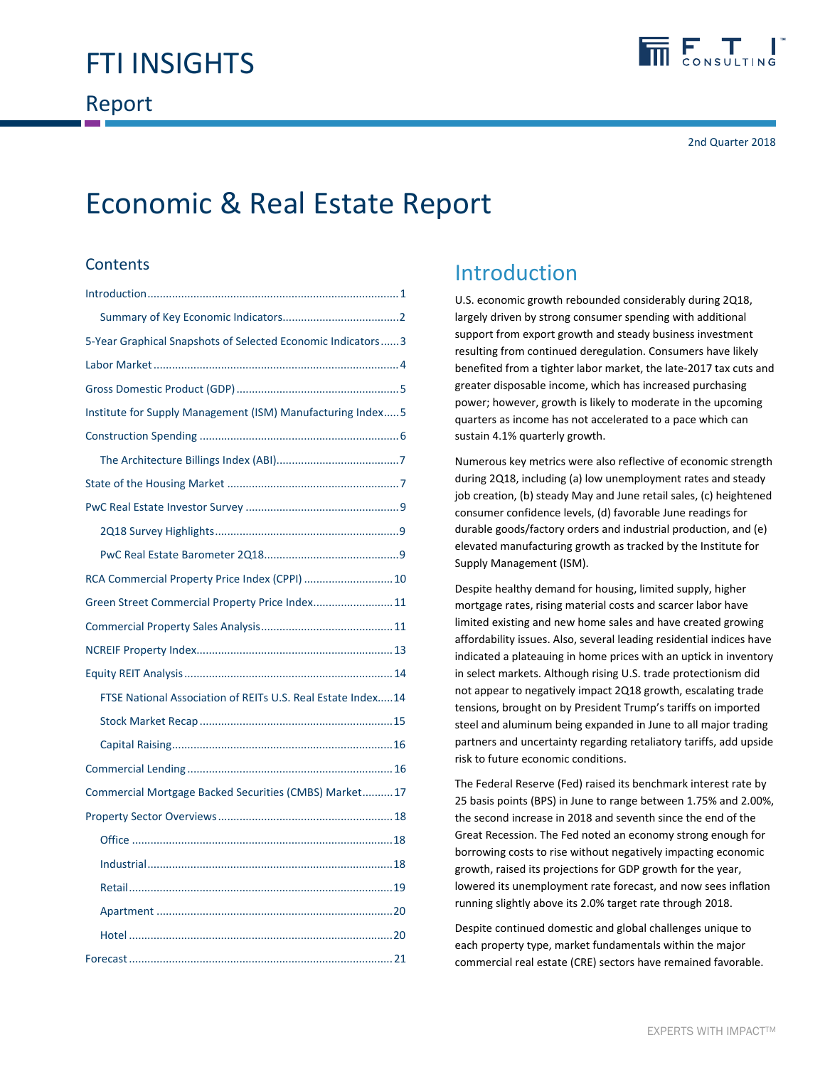# FTI INSIGHTS

Report

2nd Quarter 2018

# Economic & Real Estate Report

## Contents

- Introduction ........ 1
  - Summary of Key Economic Indicators ........ 2
- 5-Year Graphical Snapshots of Selected Economic Indicators ........ 3
- Labor Market ........ 4
- Gross Domestic Product (GDP) ........ 5
- Institute for Supply Management (ISM) Manufacturing Index ........ 5
- Construction Spending ........ 6
  - The Architecture Billings Index (ABI) ........ 7
- State of the Housing Market ........ 7
- PwC Real Estate Investor Survey ........ 9
  - 2Q18 Survey Highlights ........ 9
  - PwC Real Estate Barometer 2Q18 ........ 9
- RCA Commercial Property Price Index (CPPI) ........ 10
- Green Street Commercial Property Price Index ........ 11
- Commercial Property Sales Analysis ........ 11
- NCREIF Property Index ........ 13
- Equity REIT Analysis ........ 14
  - FTSE National Association of REITs U.S. Real Estate Index ........ 14
  - Stock Market Recap ........ 15
  - Capital Raising ........ 16
- Commercial Lending ........ 16
- Commercial Mortgage Backed Securities (CMBS) Market ........ 17
- Property Sector Overviews ........ 18
  - Office ........ 18
  - Industrial ........ 18
  - Retail ........ 19
  - Apartment ........ 20
  - Hotel ........ 20
- Forecast ........ 21

## Introduction

U.S. economic growth rebounded considerably during 2Q18, largely driven by strong consumer spending with additional support from export growth and steady business investment resulting from continued deregulation. Consumers have likely benefited from a tighter labor market, the late-2017 tax cuts and greater disposable income, which has increased purchasing power; however, growth is likely to moderate in the upcoming quarters as income has not accelerated to a pace which can sustain 4.1% quarterly growth.

Numerous key metrics were also reflective of economic strength during 2Q18, including (a) low unemployment rates and steady job creation, (b) steady May and June retail sales, (c) heightened consumer confidence levels, (d) favorable June readings for durable goods/factory orders and industrial production, and (e) elevated manufacturing growth as tracked by the Institute for Supply Management (ISM).

Despite healthy demand for housing, limited supply, higher mortgage rates, rising material costs and scarcer labor have limited existing and new home sales and have created growing affordability issues. Also, several leading residential indices have indicated a plateauing in home prices with an uptick in inventory in select markets. Although rising U.S. trade protectionism did not appear to negatively impact 2Q18 growth, escalating trade tensions, brought on by President Trump's tariffs on imported steel and aluminum being expanded in June to all major trading partners and uncertainty regarding retaliatory tariffs, add upside risk to future economic conditions.

The Federal Reserve (Fed) raised its benchmark interest rate by 25 basis points (BPS) in June to range between 1.75% and 2.00%, the second increase in 2018 and seventh since the end of the Great Recession. The Fed noted an economy strong enough for borrowing costs to rise without negatively impacting economic growth, raised its projections for GDP growth for the year, lowered its unemployment rate forecast, and now sees inflation running slightly above its 2.0% target rate through 2018.

Despite continued domestic and global challenges unique to each property type, market fundamentals within the major commercial real estate (CRE) sectors have remained favorable.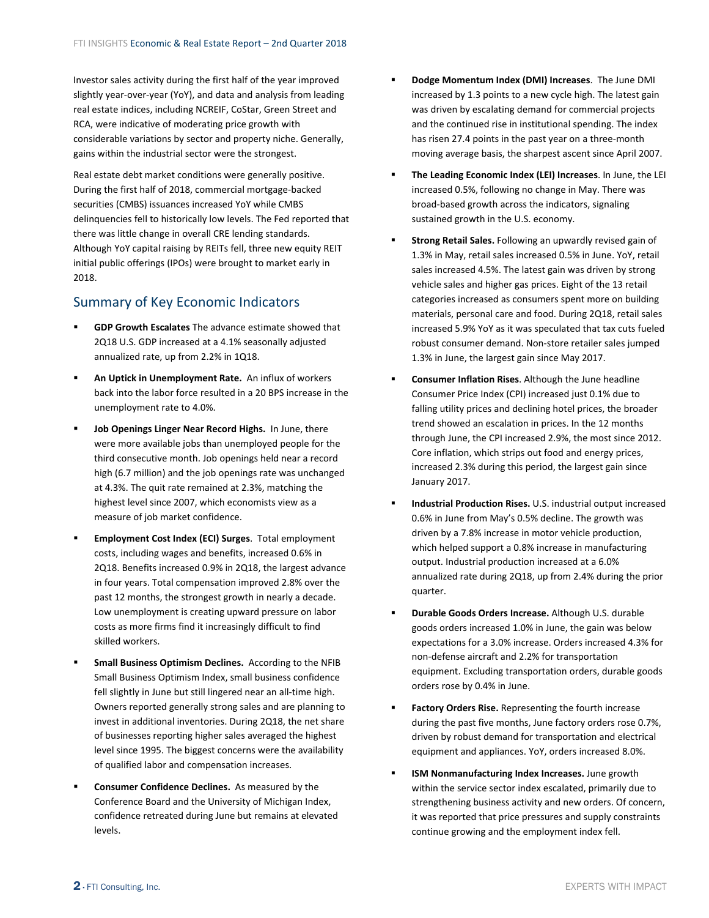Investor sales activity during the first half of the year improved slightly year-over-year (YoY), and data and analysis from leading real estate indices, including NCREIF, CoStar, Green Street and RCA, were indicative of moderating price growth with considerable variations by sector and property niche. Generally, gains within the industrial sector were the strongest.

Real estate debt market conditions were generally positive. During the first half of 2018, commercial mortgage-backed securities (CMBS) issuances increased YoY while CMBS delinquencies fell to historically low levels. The Fed reported that there was little change in overall CRE lending standards. Although YoY capital raising by REITs fell, three new equity REIT initial public offerings (IPOs) were brought to market early in 2018.

## Summary of Key Economic Indicators

- **GDP Growth Escalates** The advance estimate showed that 2Q18 U.S. GDP increased at a 4.1% seasonally adjusted annualized rate, up from 2.2% in 1Q18.
- **An Uptick in Unemployment Rate.** An influx of workers back into the labor force resulted in a 20 BPS increase in the unemployment rate to 4.0%.
- **Job Openings Linger Near Record Highs.** In June, there were more available jobs than unemployed people for the third consecutive month. Job openings held near a record high (6.7 million) and the job openings rate was unchanged at 4.3%. The quit rate remained at 2.3%, matching the highest level since 2007, which economists view as a measure of job market confidence.
- **Employment Cost Index (ECI) Surges**. Total employment costs, including wages and benefits, increased 0.6% in 2Q18. Benefits increased 0.9% in 2Q18, the largest advance in four years. Total compensation improved 2.8% over the past 12 months, the strongest growth in nearly a decade. Low unemployment is creating upward pressure on labor costs as more firms find it increasingly difficult to find skilled workers.
- **Small Business Optimism Declines.** According to the NFIB Small Business Optimism Index, small business confidence fell slightly in June but still lingered near an all-time high. Owners reported generally strong sales and are planning to invest in additional inventories. During 2Q18, the net share of businesses reporting higher sales averaged the highest level since 1995. The biggest concerns were the availability of qualified labor and compensation increases.
- **Consumer Confidence Declines.** As measured by the Conference Board and the University of Michigan Index, confidence retreated during June but remains at elevated levels.
- **Dodge Momentum Index (DMI) Increases**. The June DMI increased by 1.3 points to a new cycle high. The latest gain was driven by escalating demand for commercial projects and the continued rise in institutional spending. The index has risen 27.4 points in the past year on a three-month moving average basis, the sharpest ascent since April 2007.
- **The Leading Economic Index (LEI) Increases**. In June, the LEI increased 0.5%, following no change in May. There was broad-based growth across the indicators, signaling sustained growth in the U.S. economy.
- **Strong Retail Sales.** Following an upwardly revised gain of 1.3% in May, retail sales increased 0.5% in June. YoY, retail sales increased 4.5%. The latest gain was driven by strong vehicle sales and higher gas prices. Eight of the 13 retail categories increased as consumers spent more on building materials, personal care and food. During 2Q18, retail sales increased 5.9% YoY as it was speculated that tax cuts fueled robust consumer demand. Non-store retailer sales jumped 1.3% in June, the largest gain since May 2017.
- **Consumer Inflation Rises**. Although the June headline Consumer Price Index (CPI) increased just 0.1% due to falling utility prices and declining hotel prices, the broader trend showed an escalation in prices. In the 12 months through June, the CPI increased 2.9%, the most since 2012. Core inflation, which strips out food and energy prices, increased 2.3% during this period, the largest gain since January 2017.
- **Industrial Production Rises.** U.S. industrial output increased 0.6% in June from May's 0.5% decline. The growth was driven by a 7.8% increase in motor vehicle production, which helped support a 0.8% increase in manufacturing output. Industrial production increased at a 6.0% annualized rate during 2Q18, up from 2.4% during the prior quarter.
- **Durable Goods Orders Increase.** Although U.S. durable goods orders increased 1.0% in June, the gain was below expectations for a 3.0% increase. Orders increased 4.3% for non-defense aircraft and 2.2% for transportation equipment. Excluding transportation orders, durable goods orders rose by 0.4% in June.
- **Factory Orders Rise.** Representing the fourth increase during the past five months, June factory orders rose 0.7%, driven by robust demand for transportation and electrical equipment and appliances. YoY, orders increased 8.0%.
- **ISM Nonmanufacturing Index Increases.** June growth within the service sector index escalated, primarily due to strengthening business activity and new orders. Of concern, it was reported that price pressures and supply constraints continue growing and the employment index fell.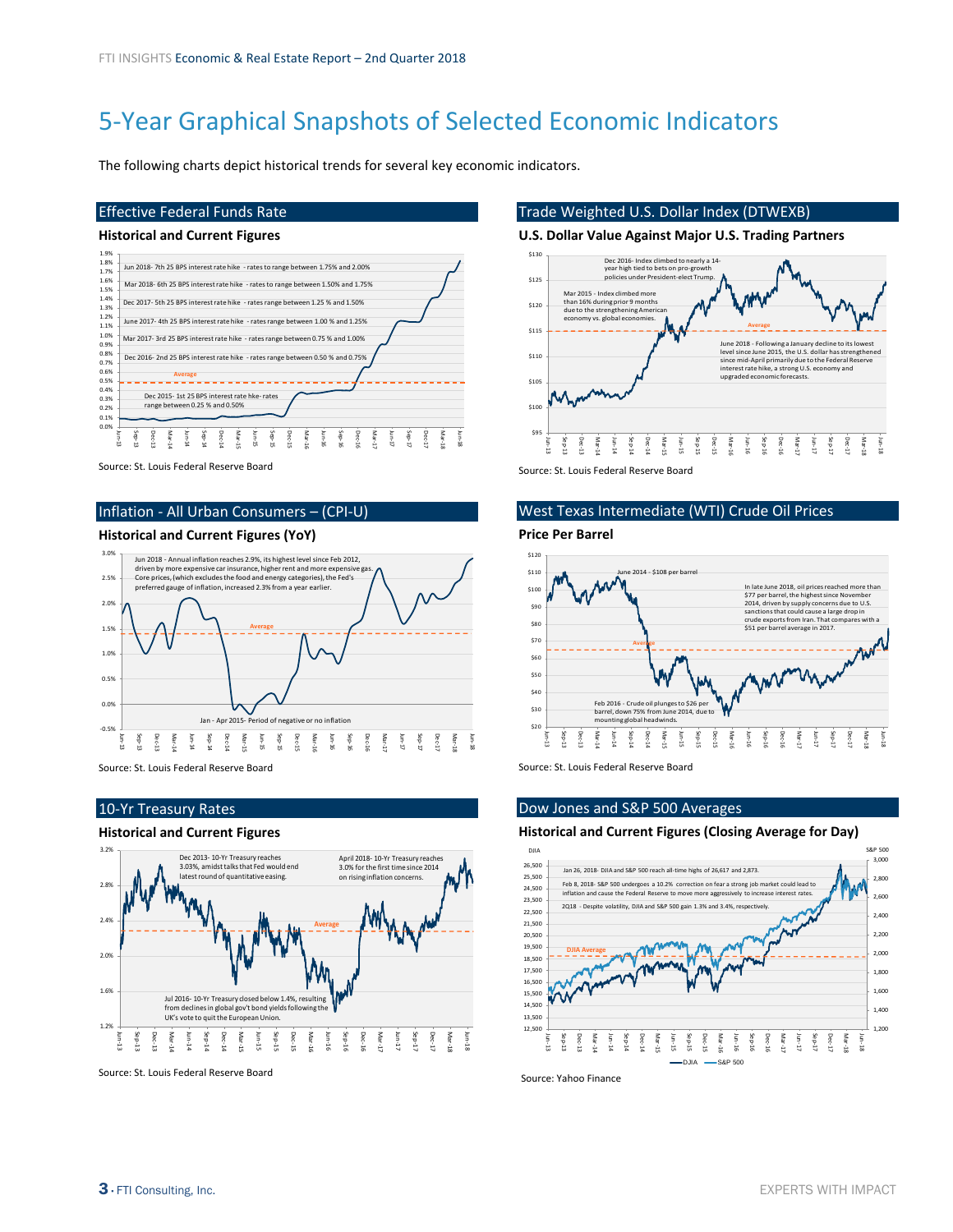# 5-Year Graphical Snapshots of Selected Economic Indicators

The following charts depict historical trends for several key economic indicators.

## Effective Federal Funds Rate

### Historical and Current Figures

Jun 2018- 7th 25 BPS interest rate hike - rates to range between 1.75% and 2.00%

Mar 2018- 6th 25 BPS interest rate hike - rates to range between 1.50% and 1.75%

Dec 2017- 5th 25 BPS interest rate hike - rates range between 1.25 % and 1.50%

June 2017- 4th 25 BPS interest rate hike - rates range between 1.00 % and 1.25%

Mar 2017- 3rd 25 BPS interest rate hike - rates range between 0.75 % and 1.00%

Dec 2016- 2nd 25 BPS interest rate hike - rates range between 0.50 % and 0.75%

Average

Dec 2015- 1st 25 BPS interest rate hike- rates range between 0.25 % and 0.50%

Source: St. Louis Federal Reserve Board

## Trade Weighted U.S. Dollar Index (DTWEXB)

### U.S. Dollar Value Against Major U.S. Trading Partners

Dec 2016- Index climbed to nearly a 14-year high tied to bets on pro-growth policies under President-elect Trump.

Mar 2015 - Index climbed more than 16% during prior 9 months due to the strengthening American economy vs. global economies.

Average

June 2018 - Following a January decline to its lowest level since June 2015, the U.S. dollar has strengthened since mid-April primarily due to the Federal Reserve interest rate hike, a strong U.S. economy and upgraded economic forecasts.

Source: St. Louis Federal Reserve Board

## Inflation - All Urban Consumers – (CPI-U)

### Historical and Current Figures (YoY)

Jun 2018 - Annual inflation reaches 2.9%, its highest level since Feb 2012, driven by more expensive car insurance, higher rent and more expensive gas. Core prices, (which excludes the food and energy categories), the Fed's preferred gauge of inflation, increased 2.3% from a year earlier.

Average

Jan - Apr 2015- Period of negative or no inflation

Source: St. Louis Federal Reserve Board

## West Texas Intermediate (WTI) Crude Oil Prices

### Price Per Barrel

June 2014 - $108 per barrel

In late June 2018, oil prices reached more than $77 per barrel, the highest since November 2014, driven by supply concerns due to U.S. sanctions that could cause a large drop in crude exports from Iran. That compares with a $51 per barrel average in 2017.

Average

Feb 2016 - Crude oil plunges to $26 per barrel, down 75% from June 2014, due to mounting global headwinds.

Source: St. Louis Federal Reserve Board

## 10-Yr Treasury Rates

### Historical and Current Figures

Dec 2013- 10-Yr Treasury reaches 3.03%, amidst talks that Fed would end latest round of quantitative easing.

April 2018- 10-Yr Treasury reaches 3.0% for the first time since 2014 on rising inflation concerns.

Average

Jul 2016- 10-Yr Treasury closed below 1.4%, resulting from declines in global gov't bond yields following the UK's vote to quit the European Union.

Source: St. Louis Federal Reserve Board

## Dow Jones and S&P 500 Averages

### Historical and Current Figures (Closing Average for Day)

Jan 26, 2018- DJIA and S&P 500 reach all-time highs of 26,617 and 2,873.

Feb 8, 2018- S&P 500 undergoes a 10.2% correction on fear a strong job market could lead to inflation and cause the Federal Reserve to move more aggressively to increase interest rates.

2Q18 - Despite volatility, DJIA and S&P 500 gain 1.3% and 3.4%, respectively.

DJIA Average

DJIA — S&P 500

Source: Yahoo Finance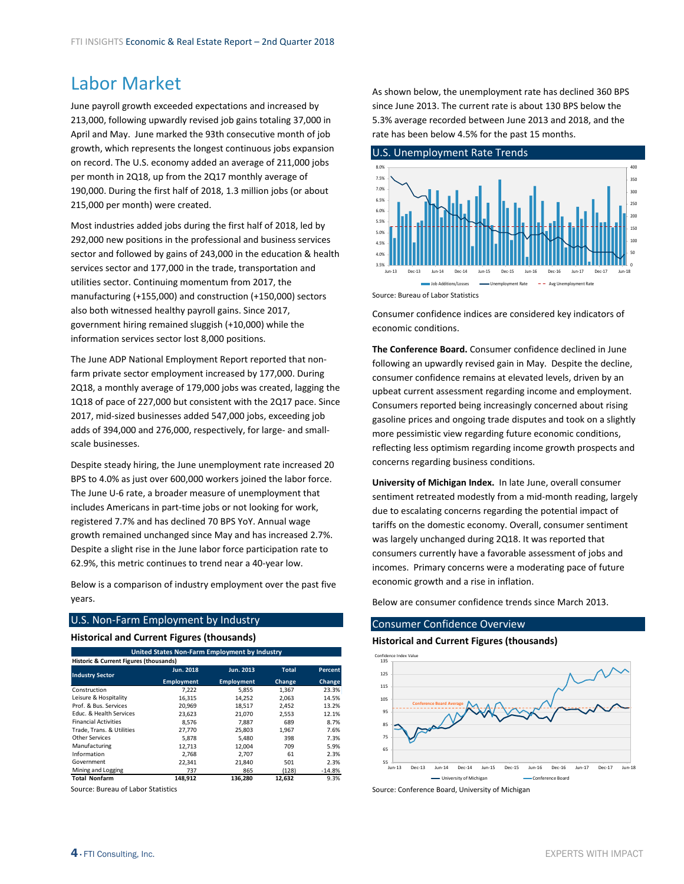# Labor Market

June payroll growth exceeded expectations and increased by 213,000, following upwardly revised job gains totaling 37,000 in April and May. June marked the 93th consecutive month of job growth, which represents the longest continuous jobs expansion on record. The U.S. economy added an average of 211,000 jobs per month in 2Q18, up from the 2Q17 monthly average of 190,000. During the first half of 2018, 1.3 million jobs (or about 215,000 per month) were created.

Most industries added jobs during the first half of 2018, led by 292,000 new positions in the professional and business services sector and followed by gains of 243,000 in the education & health services sector and 177,000 in the trade, transportation and utilities sector. Continuing momentum from 2017, the manufacturing (+155,000) and construction (+150,000) sectors also both witnessed healthy payroll gains. Since 2017, government hiring remained sluggish (+10,000) while the information services sector lost 8,000 positions.

The June ADP National Employment Report reported that non-farm private sector employment increased by 177,000. During 2Q18, a monthly average of 179,000 jobs was created, lagging the 1Q18 of pace of 227,000 but consistent with the 2Q17 pace. Since 2017, mid-sized businesses added 547,000 jobs, exceeding job adds of 394,000 and 276,000, respectively, for large- and small-scale businesses.

Despite steady hiring, the June unemployment rate increased 20 BPS to 4.0% as just over 600,000 workers joined the labor force. The June U-6 rate, a broader measure of unemployment that includes Americans in part-time jobs or not looking for work, registered 7.7% and has declined 70 BPS YoY. Annual wage growth remained unchanged since May and has increased 2.7%. Despite a slight rise in the June labor force participation rate to 62.9%, this metric continues to trend near a 40-year low.

Below is a comparison of industry employment over the past five years.

## U.S. Non-Farm Employment by Industry

### Historical and Current Figures (thousands)

United States Non-Farm Employment by Industry
Historic & Current Figures (thousands)

| Industry Sector | Jun. 2018 Employment | Jun. 2013 Employment | Total Change | Percent Change |
|---|---|---|---|---|
| Construction | 7,222 | 5,855 | 1,367 | 23.3% |
| Leisure & Hospitality | 16,315 | 14,252 | 2,063 | 14.5% |
| Prof. & Bus. Services | 20,969 | 18,517 | 2,452 | 13.2% |
| Educ. & Health Services | 23,623 | 21,070 | 2,553 | 12.1% |
| Financial Activities | 8,576 | 7,887 | 689 | 8.7% |
| Trade, Trans. & Utilities | 27,770 | 25,803 | 1,967 | 7.6% |
| Other Services | 5,878 | 5,480 | 398 | 7.3% |
| Manufacturing | 12,713 | 12,004 | 709 | 5.9% |
| Information | 2,768 | 2,707 | 61 | 2.3% |
| Government | 22,341 | 21,840 | 501 | 2.3% |
| Mining and Logging | 737 | 865 | (128) | -14.8% |
| **Total Nonfarm** | **148,912** | **136,280** | **12,632** | **9.3%** |

Source: Bureau of Labor Statistics

As shown below, the unemployment rate has declined 360 BPS since June 2013. The current rate is about 130 BPS below the 5.3% average recorded between June 2013 and 2018, and the rate has been below 4.5% for the past 15 months.

## U.S. Unemployment Rate Trends

8.0%
7.5%
7.0%
6.5%
6.0%
5.5%
5.0%
4.5%
4.0%
3.5%
400
350
300
250
200
150
100
50
0
Jun-13 Dec-13 Jun-14 Dec-14 Jun-15 Dec-15 Jun-16 Dec-16 Jun-17 Dec-17 Jun-18
Job Additions/Losses
Unemployment Rate
Avg Unemployment Rate

Source: Bureau of Labor Statistics

Consumer confidence indices are considered key indicators of economic conditions.

**The Conference Board.** Consumer confidence declined in June following an upwardly revised gain in May. Despite the decline, consumer confidence remains at elevated levels, driven by an upbeat current assessment regarding income and employment. Consumers reported being increasingly concerned about rising gasoline prices and ongoing trade disputes and took on a slightly more pessimistic view regarding future economic conditions, reflecting less optimism regarding income growth prospects and concerns regarding business conditions.

**University of Michigan Index.** In late June, overall consumer sentiment retreated modestly from a mid-month reading, largely due to escalating concerns regarding the potential impact of tariffs on the domestic economy. Overall, consumer sentiment was largely unchanged during 2Q18. It was reported that consumers currently have a favorable assessment of jobs and incomes. Primary concerns were a moderating pace of future economic growth and a rise in inflation.

Below are consumer confidence trends since March 2013.

## Consumer Confidence Overview

### Historical and Current Figures (thousands)

Confidence Index Value
135
125
115
105
95
85
75
65
55
Conference Board Average
Jun-13 Dec-13 Jun-14 Dec-14 Jun-15 Dec-15 Jun-16 Dec-16 Jun-17 Dec-17 Jun-18
University of Michigan
Conference Board

Source: Conference Board, University of Michigan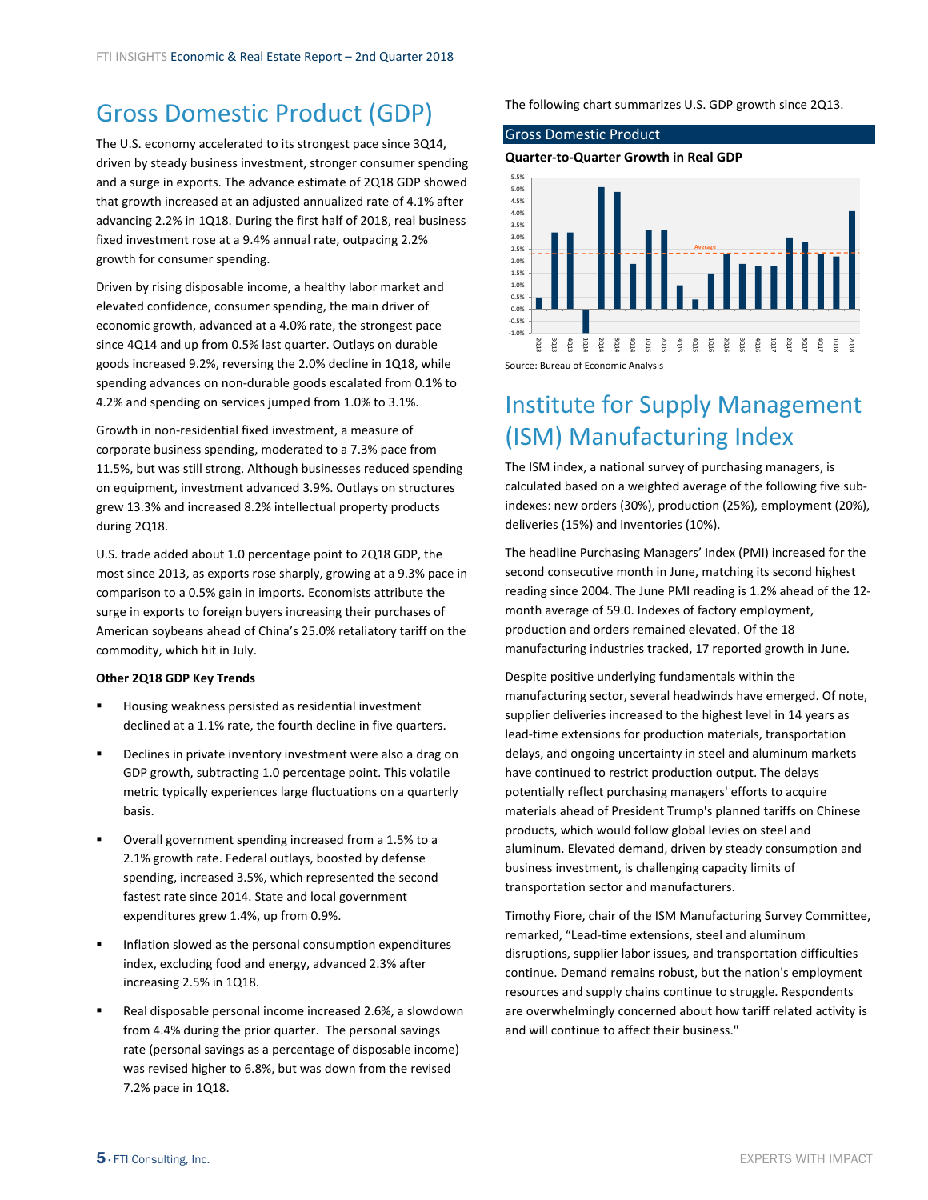# Gross Domestic Product (GDP)

The U.S. economy accelerated to its strongest pace since 3Q14, driven by steady business investment, stronger consumer spending and a surge in exports. The advance estimate of 2Q18 GDP showed that growth increased at an adjusted annualized rate of 4.1% after advancing 2.2% in 1Q18. During the first half of 2018, real business fixed investment rose at a 9.4% annual rate, outpacing 2.2% growth for consumer spending.

Driven by rising disposable income, a healthy labor market and elevated confidence, consumer spending, the main driver of economic growth, advanced at a 4.0% rate, the strongest pace since 4Q14 and up from 0.5% last quarter. Outlays on durable goods increased 9.2%, reversing the 2.0% decline in 1Q18, while spending advances on non-durable goods escalated from 0.1% to 4.2% and spending on services jumped from 1.0% to 3.1%.

Growth in non-residential fixed investment, a measure of corporate business spending, moderated to a 7.3% pace from 11.5%, but was still strong. Although businesses reduced spending on equipment, investment advanced 3.9%. Outlays on structures grew 13.3% and increased 8.2% intellectual property products during 2Q18.

U.S. trade added about 1.0 percentage point to 2Q18 GDP, the most since 2013, as exports rose sharply, growing at a 9.3% pace in comparison to a 0.5% gain in imports. Economists attribute the surge in exports to foreign buyers increasing their purchases of American soybeans ahead of China's 25.0% retaliatory tariff on the commodity, which hit in July.

**Other 2Q18 GDP Key Trends**

- Housing weakness persisted as residential investment declined at a 1.1% rate, the fourth decline in five quarters.
- Declines in private inventory investment were also a drag on GDP growth, subtracting 1.0 percentage point. This volatile metric typically experiences large fluctuations on a quarterly basis.
- Overall government spending increased from a 1.5% to a 2.1% growth rate. Federal outlays, boosted by defense spending, increased 3.5%, which represented the second fastest rate since 2014. State and local government expenditures grew 1.4%, up from 0.9%.
- Inflation slowed as the personal consumption expenditures index, excluding food and energy, advanced 2.3% after increasing 2.5% in 1Q18.
- Real disposable personal income increased 2.6%, a slowdown from 4.4% during the prior quarter. The personal savings rate (personal savings as a percentage of disposable income) was revised higher to 6.8%, but was down from the revised 7.2% pace in 1Q18.

The following chart summarizes U.S. GDP growth since 2Q13.

**Gross Domestic Product**

**Quarter-to-Quarter Growth in Real GDP**

5.5%
5.0%
4.5%
4.0%
3.5%
3.0%
2.5%
2.0%
1.5%
1.0%
0.5%
0.0%
-0.5%
-1.0%

Average

2Q13 3Q13 4Q13 1Q14 2Q14 3Q14 4Q14 1Q15 2Q15 3Q15 4Q15 1Q16 2Q16 3Q16 4Q16 1Q17 2Q17 3Q17 4Q17 1Q18 2Q18

Source: Bureau of Economic Analysis

# Institute for Supply Management (ISM) Manufacturing Index

The ISM index, a national survey of purchasing managers, is calculated based on a weighted average of the following five sub-indexes: new orders (30%), production (25%), employment (20%), deliveries (15%) and inventories (10%).

The headline Purchasing Managers' Index (PMI) increased for the second consecutive month in June, matching its second highest reading since 2004. The June PMI reading is 1.2% ahead of the 12-month average of 59.0. Indexes of factory employment, production and orders remained elevated. Of the 18 manufacturing industries tracked, 17 reported growth in June.

Despite positive underlying fundamentals within the manufacturing sector, several headwinds have emerged. Of note, supplier deliveries increased to the highest level in 14 years as lead-time extensions for production materials, transportation delays, and ongoing uncertainty in steel and aluminum markets have continued to restrict production output. The delays potentially reflect purchasing managers' efforts to acquire materials ahead of President Trump's planned tariffs on Chinese products, which would follow global levies on steel and aluminum. Elevated demand, driven by steady consumption and business investment, is challenging capacity limits of transportation sector and manufacturers.

Timothy Fiore, chair of the ISM Manufacturing Survey Committee, remarked, "Lead-time extensions, steel and aluminum disruptions, supplier labor issues, and transportation difficulties continue. Demand remains robust, but the nation's employment resources and supply chains continue to struggle. Respondents are overwhelmingly concerned about how tariff related activity is and will continue to affect their business."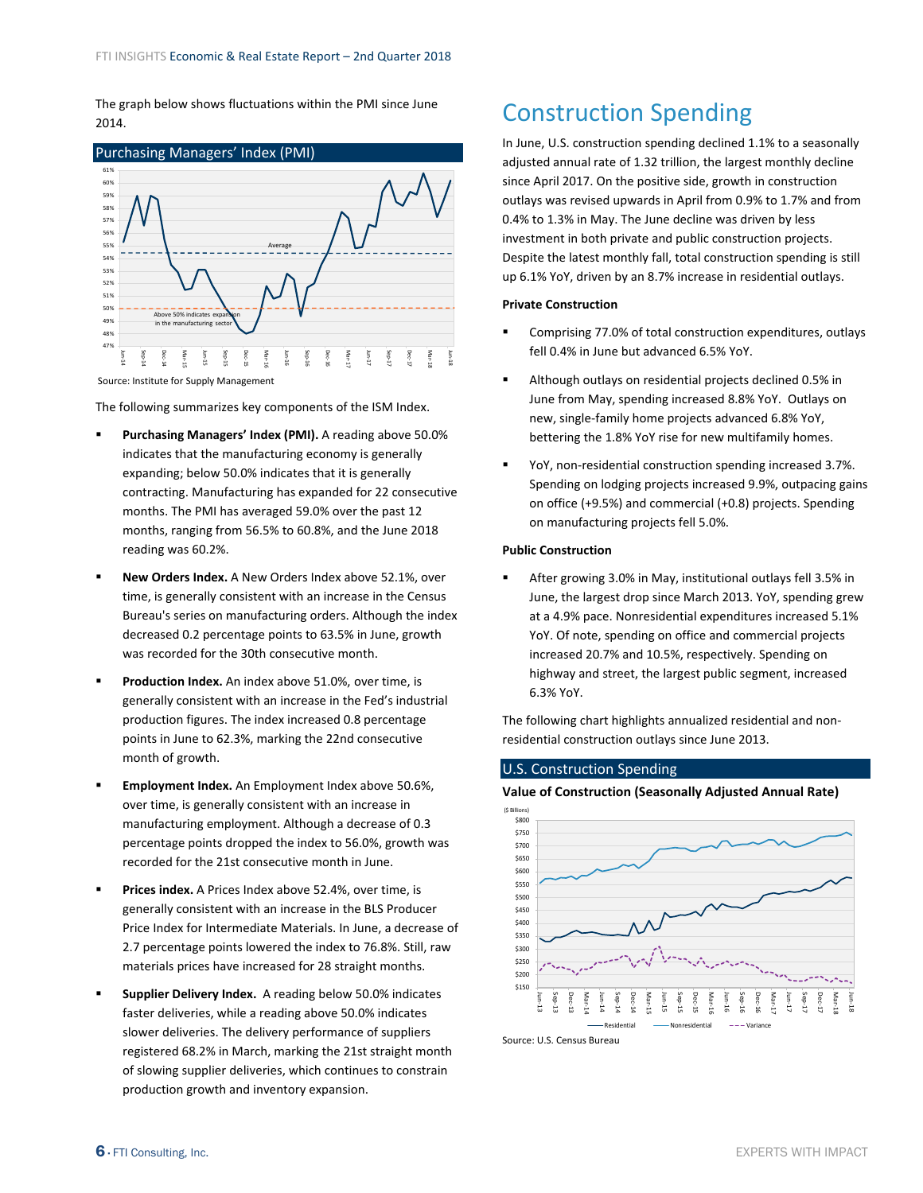The graph below shows fluctuations within the PMI since June 2014.

**Purchasing Managers' Index (PMI)**

61%
60%
59%
58%
57%
56%
55%
54%
53%
52%
51%
50%
49%
48%
47%

Average

Above 50% indicates expansion in the manufacturing sector

Jun-14 Sep-14 Dec-14 Mar-15 Jun-15 Sep-15 Dec-15 Mar-16 Jun-16 Sep-16 Dec-16 Mar-17 Jun-17 Sep-17 Dec-17 Mar-18 Jun-18

Source: Institute for Supply Management

The following summarizes key components of the ISM Index.

- **Purchasing Managers' Index (PMI).** A reading above 50.0% indicates that the manufacturing economy is generally expanding; below 50.0% indicates that it is generally contracting. Manufacturing has expanded for 22 consecutive months. The PMI has averaged 59.0% over the past 12 months, ranging from 56.5% to 60.8%, and the June 2018 reading was 60.2%.
- **New Orders Index.** A New Orders Index above 52.1%, over time, is generally consistent with an increase in the Census Bureau's series on manufacturing orders. Although the index decreased 0.2 percentage points to 63.5% in June, growth was recorded for the 30th consecutive month.
- **Production Index.** An index above 51.0%, over time, is generally consistent with an increase in the Fed's industrial production figures. The index increased 0.8 percentage points in June to 62.3%, marking the 22nd consecutive month of growth.
- **Employment Index.** An Employment Index above 50.6%, over time, is generally consistent with an increase in manufacturing employment. Although a decrease of 0.3 percentage points dropped the index to 56.0%, growth was recorded for the 21st consecutive month in June.
- **Prices index.** A Prices Index above 52.4%, over time, is generally consistent with an increase in the BLS Producer Price Index for Intermediate Materials. In June, a decrease of 2.7 percentage points lowered the index to 76.8%. Still, raw materials prices have increased for 28 straight months.
- **Supplier Delivery Index.** A reading below 50.0% indicates faster deliveries, while a reading above 50.0% indicates slower deliveries. The delivery performance of suppliers registered 68.2% in March, marking the 21st straight month of slowing supplier deliveries, which continues to constrain production growth and inventory expansion.

# Construction Spending

In June, U.S. construction spending declined 1.1% to a seasonally adjusted annual rate of 1.32 trillion, the largest monthly decline since April 2017. On the positive side, growth in construction outlays was revised upwards in April from 0.9% to 1.7% and from 0.4% to 1.3% in May. The June decline was driven by less investment in both private and public construction projects. Despite the latest monthly fall, total construction spending is still up 6.1% YoY, driven by an 8.7% increase in residential outlays.

### Private Construction

- Comprising 77.0% of total construction expenditures, outlays fell 0.4% in June but advanced 6.5% YoY.
- Although outlays on residential projects declined 0.5% in June from May, spending increased 8.8% YoY. Outlays on new, single-family home projects advanced 6.8% YoY, bettering the 1.8% YoY rise for new multifamily homes.
- YoY, non-residential construction spending increased 3.7%. Spending on lodging projects increased 9.9%, outpacing gains on office (+9.5%) and commercial (+0.8) projects. Spending on manufacturing projects fell 5.0%.

### Public Construction

- After growing 3.0% in May, institutional outlays fell 3.5% in June, the largest drop since March 2013. YoY, spending grew at a 4.9% pace. Nonresidential expenditures increased 5.1% YoY. Of note, spending on office and commercial projects increased 20.7% and 10.5%, respectively. Spending on highway and street, the largest public segment, increased 6.3% YoY.

The following chart highlights annualized residential and non-residential construction outlays since June 2013.

**U.S. Construction Spending**

**Value of Construction (Seasonally Adjusted Annual Rate)**

($ Billions)
$800
$750
$700
$650
$600
$550
$500
$450
$400
$350
$300
$250
$200
$150

Jun-13 Sep-13 Dec-13 Mar-14 Jun-14 Sep-14 Dec-14 Mar-15 Jun-15 Sep-15 Dec-15 Mar-16 Jun-16 Sep-16 Dec-16 Mar-17 Jun-17 Sep-17 Dec-17 Mar-18 Jun-18

Residential, Nonresidential, Variance

Source: U.S. Census Bureau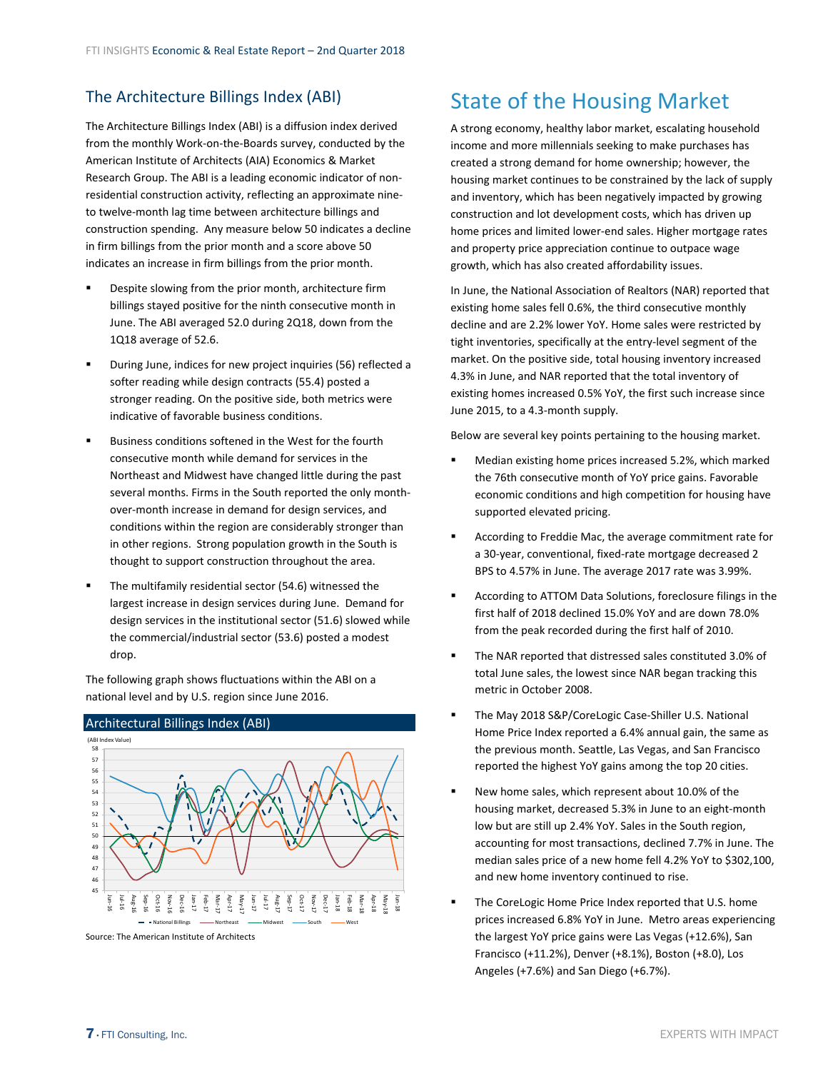## The Architecture Billings Index (ABI)

The Architecture Billings Index (ABI) is a diffusion index derived from the monthly Work-on-the-Boards survey, conducted by the American Institute of Architects (AIA) Economics & Market Research Group. The ABI is a leading economic indicator of non-residential construction activity, reflecting an approximate nine- to twelve-month lag time between architecture billings and construction spending. Any measure below 50 indicates a decline in firm billings from the prior month and a score above 50 indicates an increase in firm billings from the prior month.

- Despite slowing from the prior month, architecture firm billings stayed positive for the ninth consecutive month in June. The ABI averaged 52.0 during 2Q18, down from the 1Q18 average of 52.6.
- During June, indices for new project inquiries (56) reflected a softer reading while design contracts (55.4) posted a stronger reading. On the positive side, both metrics were indicative of favorable business conditions.
- Business conditions softened in the West for the fourth consecutive month while demand for services in the Northeast and Midwest have changed little during the past several months. Firms in the South reported the only month-over-month increase in demand for design services, and conditions within the region are considerably stronger than in other regions. Strong population growth in the South is thought to support construction throughout the area.
- The multifamily residential sector (54.6) witnessed the largest increase in design services during June. Demand for design services in the institutional sector (51.6) slowed while the commercial/industrial sector (53.6) posted a modest drop.

The following graph shows fluctuations within the ABI on a national level and by U.S. region since June 2016.

Architectural Billings Index (ABI)

(ABI Index Value)

58
57
56
55
54
53
52
51
50
49
48
47
46
45

Jun-16, Jul-16, Aug-16, Sep-16, Oct-16, Nov-16, Dec-16, Jan-17, Feb-17, Mar-17, Apr-17, May-17, Jun-17, Jul-17, Aug-17, Sep-17, Oct-17, Nov-17, Dec-17, Jan-18, Feb-18, Mar-18, Apr-18, May-18, Jun-18

National Billings, Northeast, Midwest, South, West

Source: The American Institute of Architects

## State of the Housing Market

A strong economy, healthy labor market, escalating household income and more millennials seeking to make purchases has created a strong demand for home ownership; however, the housing market continues to be constrained by the lack of supply and inventory, which has been negatively impacted by growing construction and lot development costs, which has driven up home prices and limited lower-end sales. Higher mortgage rates and property price appreciation continue to outpace wage growth, which has also created affordability issues.

In June, the National Association of Realtors (NAR) reported that existing home sales fell 0.6%, the third consecutive monthly decline and are 2.2% lower YoY. Home sales were restricted by tight inventories, specifically at the entry-level segment of the market. On the positive side, total housing inventory increased 4.3% in June, and NAR reported that the total inventory of existing homes increased 0.5% YoY, the first such increase since June 2015, to a 4.3-month supply.

Below are several key points pertaining to the housing market.

- Median existing home prices increased 5.2%, which marked the 76th consecutive month of YoY price gains. Favorable economic conditions and high competition for housing have supported elevated pricing.
- According to Freddie Mac, the average commitment rate for a 30-year, conventional, fixed-rate mortgage decreased 2 BPS to 4.57% in June. The average 2017 rate was 3.99%.
- According to ATTOM Data Solutions, foreclosure filings in the first half of 2018 declined 15.0% YoY and are down 78.0% from the peak recorded during the first half of 2010.
- The NAR reported that distressed sales constituted 3.0% of total June sales, the lowest since NAR began tracking this metric in October 2008.
- The May 2018 S&P/CoreLogic Case-Shiller U.S. National Home Price Index reported a 6.4% annual gain, the same as the previous month. Seattle, Las Vegas, and San Francisco reported the highest YoY gains among the top 20 cities.
- New home sales, which represent about 10.0% of the housing market, decreased 5.3% in June to an eight-month low but are still up 2.4% YoY. Sales in the South region, accounting for most transactions, declined 7.7% in June. The median sales price of a new home fell 4.2% YoY to $302,100, and new home inventory continued to rise.
- The CoreLogic Home Price Index reported that U.S. home prices increased 6.8% YoY in June. Metro areas experiencing the largest YoY price gains were Las Vegas (+12.6%), San Francisco (+11.2%), Denver (+8.1%), Boston (+8.0), Los Angeles (+7.6%) and San Diego (+6.7%).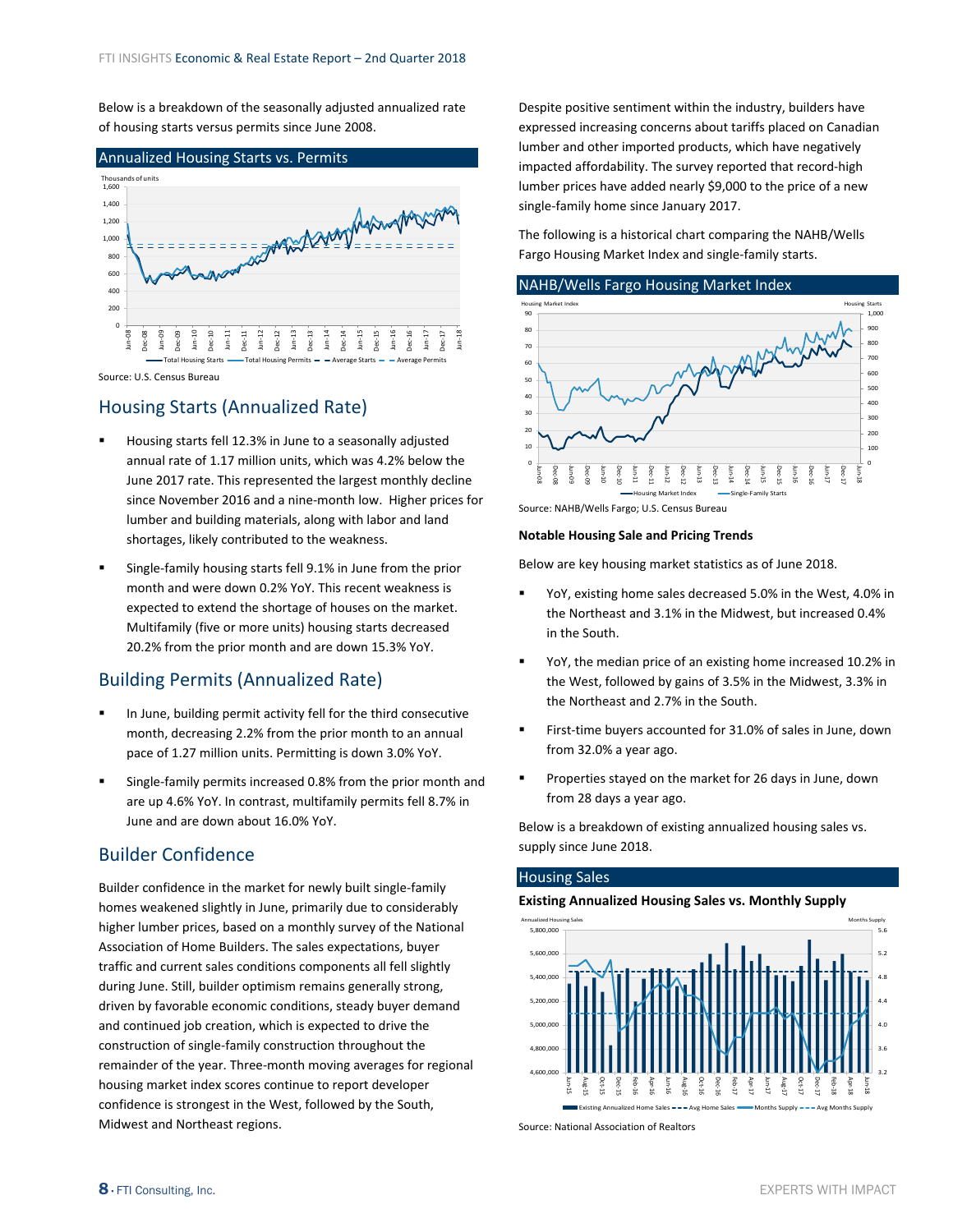Below is a breakdown of the seasonally adjusted annualized rate of housing starts versus permits since June 2008.

## Annualized Housing Starts vs. Permits

Thousands of units

1,600
1,400
1,200
1,000
800
600
400
200
0

Jun-08, Dec-08, Jun-09, Dec-09, Jun-10, Dec-10, Jun-11, Dec-11, Jun-12, Dec-12, Jun-13, Dec-13, Jun-14, Dec-14, Jun-15, Dec-15, Jun-16, Dec-16, Jun-17, Dec-17, Jun-18

Total Housing Starts — Total Housing Permits — Average Starts — Average Permits

Source: U.S. Census Bureau

## Housing Starts (Annualized Rate)

- Housing starts fell 12.3% in June to a seasonally adjusted annual rate of 1.17 million units, which was 4.2% below the June 2017 rate. This represented the largest monthly decline since November 2016 and a nine-month low. Higher prices for lumber and building materials, along with labor and land shortages, likely contributed to the weakness.
- Single-family housing starts fell 9.1% in June from the prior month and were down 0.2% YoY. This recent weakness is expected to extend the shortage of houses on the market. Multifamily (five or more units) housing starts decreased 20.2% from the prior month and are down 15.3% YoY.

## Building Permits (Annualized Rate)

- In June, building permit activity fell for the third consecutive month, decreasing 2.2% from the prior month to an annual pace of 1.27 million units. Permitting is down 3.0% YoY.
- Single-family permits increased 0.8% from the prior month and are up 4.6% YoY. In contrast, multifamily permits fell 8.7% in June and are down about 16.0% YoY.

## Builder Confidence

Builder confidence in the market for newly built single-family homes weakened slightly in June, primarily due to considerably higher lumber prices, based on a monthly survey of the National Association of Home Builders. The sales expectations, buyer traffic and current sales conditions components all fell slightly during June. Still, builder optimism remains generally strong, driven by favorable economic conditions, steady buyer demand and continued job creation, which is expected to drive the construction of single-family construction throughout the remainder of the year. Three-month moving averages for regional housing market index scores continue to report developer confidence is strongest in the West, followed by the South, Midwest and Northeast regions.

Despite positive sentiment within the industry, builders have expressed increasing concerns about tariffs placed on Canadian lumber and other imported products, which have negatively impacted affordability. The survey reported that record-high lumber prices have added nearly $9,000 to the price of a new single-family home since January 2017.

The following is a historical chart comparing the NAHB/Wells Fargo Housing Market Index and single-family starts.

## NAHB/Wells Fargo Housing Market Index

Housing Market Index
90
80
70
60
50
40
30
20
10
0

Housing Starts
1,000
900
800
700
600
500
400
300
200
100
0

Jun-08, Dec-08, Jun-09, Dec-09, Jun-10, Dec-10, Jun-11, Dec-11, Jun-12, Dec-12, Jun-13, Dec-13, Jun-14, Dec-14, Jun-15, Dec-15, Jun-16, Dec-16, Jun-17, Dec-17, Jun-18

Housing Market Index — Single-Family Starts

Source: NAHB/Wells Fargo; U.S. Census Bureau

**Notable Housing Sale and Pricing Trends**

Below are key housing market statistics as of June 2018.

- YoY, existing home sales decreased 5.0% in the West, 4.0% in the Northeast and 3.1% in the Midwest, but increased 0.4% in the South.
- YoY, the median price of an existing home increased 10.2% in the West, followed by gains of 3.5% in the Midwest, 3.3% in the Northeast and 2.7% in the South.
- First-time buyers accounted for 31.0% of sales in June, down from 32.0% a year ago.
- Properties stayed on the market for 26 days in June, down from 28 days a year ago.

Below is a breakdown of existing annualized housing sales vs. supply since June 2018.

## Housing Sales

**Existing Annualized Housing Sales vs. Monthly Supply**

Annualized Housing Sales
5,800,000
5,600,000
5,400,000
5,200,000
5,000,000
4,800,000
4,600,000

Months Supply
5.6
5.2
4.8
4.4
4.0
3.6
3.2

Jun-15, Aug-15, Oct-15, Dec-15, Feb-16, Apr-16, Jun-16, Aug-16, Oct-16, Dec-16, Feb-17, Apr-17, Jun-17, Aug-17, Oct-17, Dec-17, Feb-18, Apr-18, Jun-18

Existing Annualized Home Sales — Avg Home Sales — Months Supply — Avg Months Supply

Source: National Association of Realtors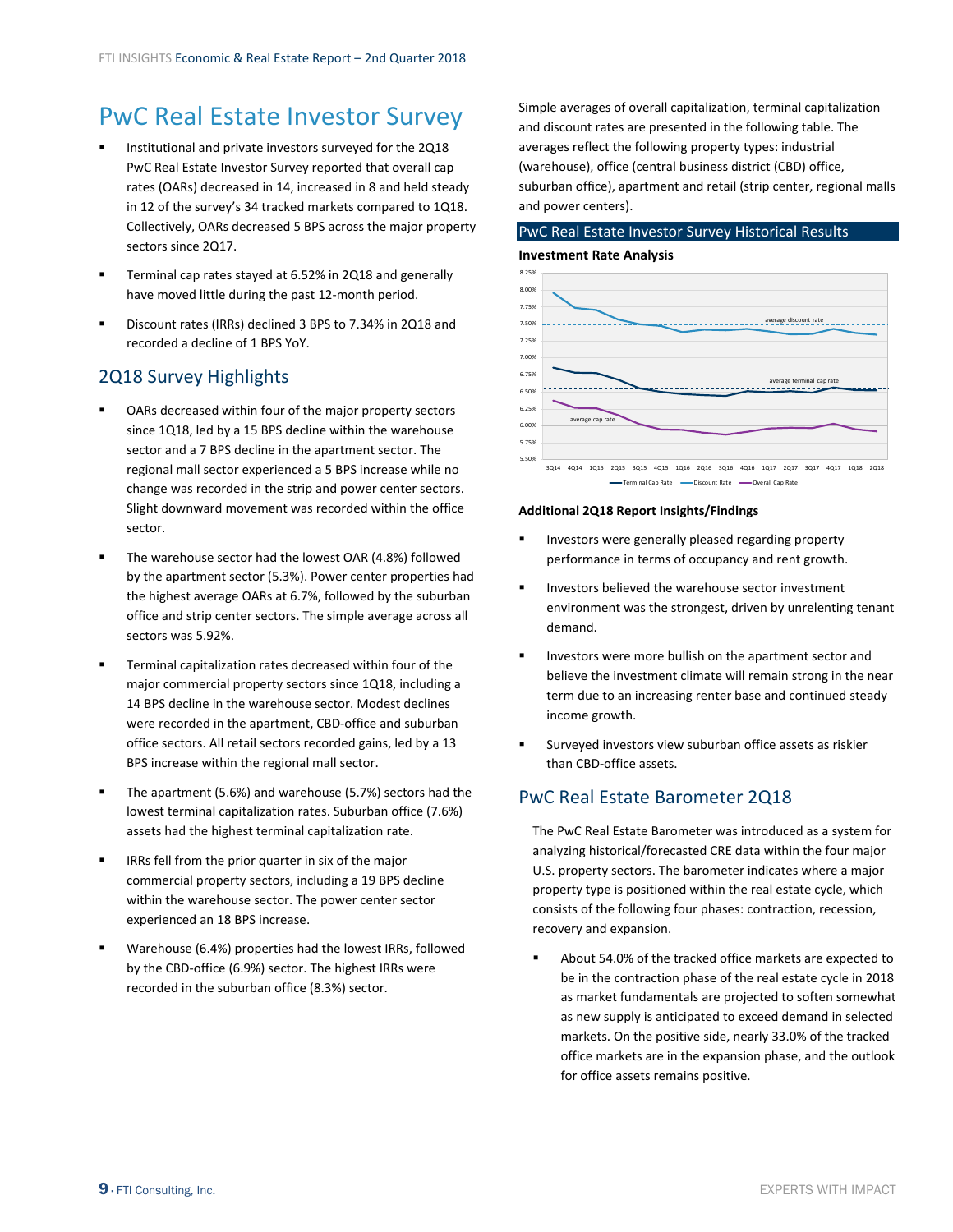# PwC Real Estate Investor Survey

- Institutional and private investors surveyed for the 2Q18 PwC Real Estate Investor Survey reported that overall cap rates (OARs) decreased in 14, increased in 8 and held steady in 12 of the survey's 34 tracked markets compared to 1Q18. Collectively, OARs decreased 5 BPS across the major property sectors since 2Q17.
- Terminal cap rates stayed at 6.52% in 2Q18 and generally have moved little during the past 12-month period.
- Discount rates (IRRs) declined 3 BPS to 7.34% in 2Q18 and recorded a decline of 1 BPS YoY.

## 2Q18 Survey Highlights

- OARs decreased within four of the major property sectors since 1Q18, led by a 15 BPS decline within the warehouse sector and a 7 BPS decline in the apartment sector. The regional mall sector experienced a 5 BPS increase while no change was recorded in the strip and power center sectors. Slight downward movement was recorded within the office sector.
- The warehouse sector had the lowest OAR (4.8%) followed by the apartment sector (5.3%). Power center properties had the highest average OARs at 6.7%, followed by the suburban office and strip center sectors. The simple average across all sectors was 5.92%.
- Terminal capitalization rates decreased within four of the major commercial property sectors since 1Q18, including a 14 BPS decline in the warehouse sector. Modest declines were recorded in the apartment, CBD-office and suburban office sectors. All retail sectors recorded gains, led by a 13 BPS increase within the regional mall sector.
- The apartment (5.6%) and warehouse (5.7%) sectors had the lowest terminal capitalization rates. Suburban office (7.6%) assets had the highest terminal capitalization rate.
- IRRs fell from the prior quarter in six of the major commercial property sectors, including a 19 BPS decline within the warehouse sector. The power center sector experienced an 18 BPS increase.
- Warehouse (6.4%) properties had the lowest IRRs, followed by the CBD-office (6.9%) sector. The highest IRRs were recorded in the suburban office (8.3%) sector.

Simple averages of overall capitalization, terminal capitalization and discount rates are presented in the following table. The averages reflect the following property types: industrial (warehouse), office (central business district (CBD) office, suburban office), apartment and retail (strip center, regional malls and power centers).

## PwC Real Estate Investor Survey Historical Results

**Investment Rate Analysis**

8.25%
8.00%
7.75%
7.50%
7.25%
7.00%
6.75%
6.50%
6.25%
6.00%
5.75%
5.50%

average discount rate
average terminal cap rate
average cap rate

3Q14 4Q14 1Q15 2Q15 3Q15 4Q15 1Q16 2Q16 3Q16 4Q16 1Q17 2Q17 3Q17 4Q17 1Q18 2Q18

Terminal Cap Rate — Discount Rate — Overall Cap Rate

**Additional 2Q18 Report Insights/Findings**

- Investors were generally pleased regarding property performance in terms of occupancy and rent growth.
- Investors believed the warehouse sector investment environment was the strongest, driven by unrelenting tenant demand.
- Investors were more bullish on the apartment sector and believe the investment climate will remain strong in the near term due to an increasing renter base and continued steady income growth.
- Surveyed investors view suburban office assets as riskier than CBD-office assets.

## PwC Real Estate Barometer 2Q18

The PwC Real Estate Barometer was introduced as a system for analyzing historical/forecasted CRE data within the four major U.S. property sectors. The barometer indicates where a major property type is positioned within the real estate cycle, which consists of the following four phases: contraction, recession, recovery and expansion.

- About 54.0% of the tracked office markets are expected to be in the contraction phase of the real estate cycle in 2018 as market fundamentals are projected to soften somewhat as new supply is anticipated to exceed demand in selected markets. On the positive side, nearly 33.0% of the tracked office markets are in the expansion phase, and the outlook for office assets remains positive.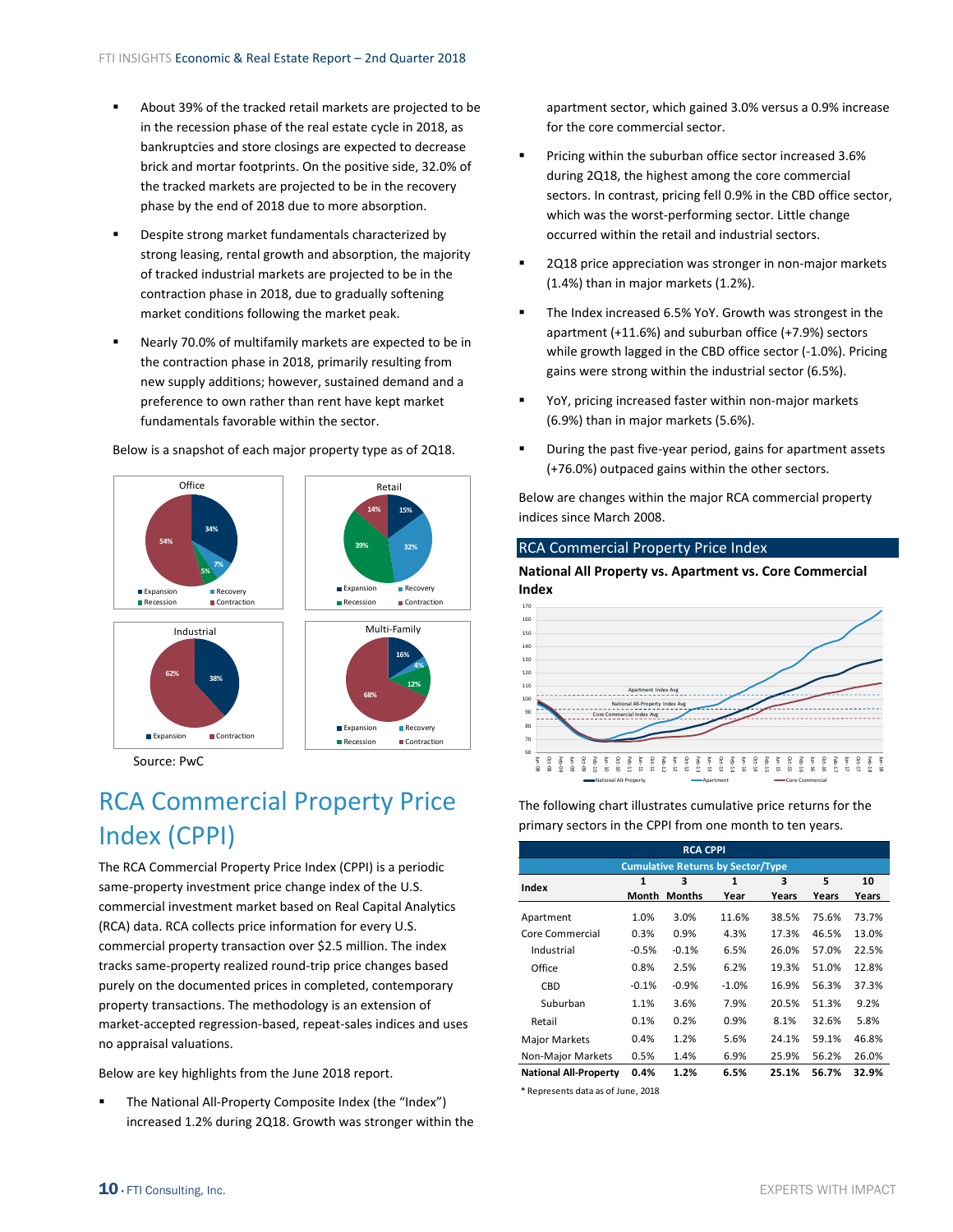- About 39% of the tracked retail markets are projected to be in the recession phase of the real estate cycle in 2018, as bankruptcies and store closings are expected to decrease brick and mortar footprints. On the positive side, 32.0% of the tracked markets are projected to be in the recovery phase by the end of 2018 due to more absorption.
- Despite strong market fundamentals characterized by strong leasing, rental growth and absorption, the majority of tracked industrial markets are projected to be in the contraction phase in 2018, due to gradually softening market conditions following the market peak.
- Nearly 70.0% of multifamily markets are expected to be in the contraction phase in 2018, primarily resulting from new supply additions; however, sustained demand and a preference to own rather than rent have kept market fundamentals favorable within the sector.

Below is a snapshot of each major property type as of 2Q18.

Office
34%
7%
5%
54%
Expansion
Recovery
Recession
Contraction

Retail
15%
32%
39%
14%
Expansion
Recovery
Recession
Contraction

Industrial
38%
62%
Expansion
Contraction

Multi-Family
16%
4%
12%
68%
Expansion
Recovery
Recession
Contraction

Source: PwC

# RCA Commercial Property Price Index (CPPI)

The RCA Commercial Property Price Index (CPPI) is a periodic same-property investment price change index of the U.S. commercial investment market based on Real Capital Analytics (RCA) data. RCA collects price information for every U.S. commercial property transaction over $2.5 million. The index tracks same-property realized round-trip price changes based purely on the documented prices in completed, contemporary property transactions. The methodology is an extension of market-accepted regression-based, repeat-sales indices and uses no appraisal valuations.

Below are key highlights from the June 2018 report.

- The National All-Property Composite Index (the "Index") increased 1.2% during 2Q18. Growth was stronger within the apartment sector, which gained 3.0% versus a 0.9% increase for the core commercial sector.
- Pricing within the suburban office sector increased 3.6% during 2Q18, the highest among the core commercial sectors. In contrast, pricing fell 0.9% in the CBD office sector, which was the worst-performing sector. Little change occurred within the retail and industrial sectors.
- 2Q18 price appreciation was stronger in non-major markets (1.4%) than in major markets (1.2%).
- The Index increased 6.5% YoY. Growth was strongest in the apartment (+11.6%) and suburban office (+7.9%) sectors while growth lagged in the CBD office sector (-1.0%). Pricing gains were strong within the industrial sector (6.5%).
- YoY, pricing increased faster within non-major markets (6.9%) than in major markets (5.6%).
- During the past five-year period, gains for apartment assets (+76.0%) outpaced gains within the other sectors.

Below are changes within the major RCA commercial property indices since March 2008.

## RCA Commercial Property Price Index

**National All Property vs. Apartment vs. Core Commercial Index**

170
160
150
140
130
120
110
100
90
80
70
60

Apartment Index Avg
National All-Property Index Avg
Core Commercial Index Avg

Jun-08 Oct-08 Feb-09 Jun-09 Oct-09 Feb-10 Jun-10 Oct-10 Feb-11 Jun-11 Oct-11 Feb-12 Jun-12 Oct-12 Feb-13 Jun-13 Oct-13 Feb-14 Jun-14 Oct-14 Feb-15 Jun-15 Oct-15 Feb-16 Jun-16 Oct-16 Feb-17 Jun-17 Oct-17 Feb-18 Jun-18

National All-Property
Apartment
Core Commercial

The following chart illustrates cumulative price returns for the primary sectors in the CPPI from one month to ten years.

| RCA CPPI | | | | | | |
|---|---|---|---|---|---|---|
| Cumulative Returns by Sector/Type | | | | | | |
| Index | 1 Month | 3 Months | 1 Year | 3 Years | 5 Years | 10 Years |
| Apartment | 1.0% | 3.0% | 11.6% | 38.5% | 75.6% | 73.7% |
| Core Commercial | 0.3% | 0.9% | 4.3% | 17.3% | 46.5% | 13.0% |
| Industrial | -0.5% | -0.1% | 6.5% | 26.0% | 57.0% | 22.5% |
| Office | 0.8% | 2.5% | 6.2% | 19.3% | 51.0% | 12.8% |
| CBD | -0.1% | -0.9% | -1.0% | 16.9% | 56.3% | 37.3% |
| Suburban | 1.1% | 3.6% | 7.9% | 20.5% | 51.3% | 9.2% |
| Retail | 0.1% | 0.2% | 0.9% | 8.1% | 32.6% | 5.8% |
| Major Markets | 0.4% | 1.2% | 5.6% | 24.1% | 59.1% | 46.8% |
| Non-Major Markets | 0.5% | 1.4% | 6.9% | 25.9% | 56.2% | 26.0% |
| **National All-Property** | **0.4%** | **1.2%** | **6.5%** | **25.1%** | **56.7%** | **32.9%** |

* Represents data as of June, 2018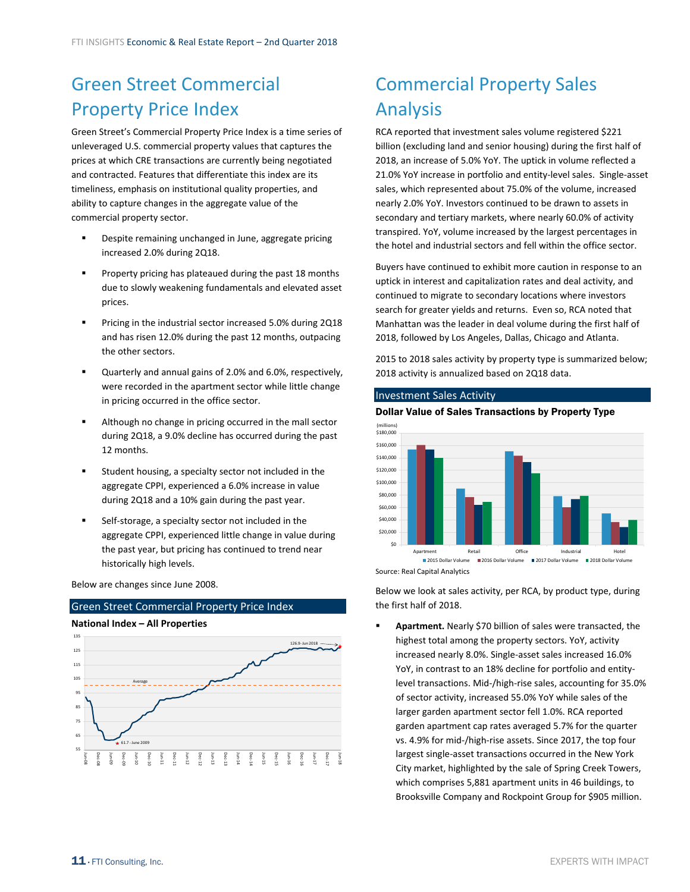## Green Street Commercial Property Price Index

Green Street's Commercial Property Price Index is a time series of unleveraged U.S. commercial property values that captures the prices at which CRE transactions are currently being negotiated and contracted. Features that differentiate this index are its timeliness, emphasis on institutional quality properties, and ability to capture changes in the aggregate value of the commercial property sector.

- Despite remaining unchanged in June, aggregate pricing increased 2.0% during 2Q18.
- Property pricing has plateaued during the past 18 months due to slowly weakening fundamentals and elevated asset prices.
- Pricing in the industrial sector increased 5.0% during 2Q18 and has risen 12.0% during the past 12 months, outpacing the other sectors.
- Quarterly and annual gains of 2.0% and 6.0%, respectively, were recorded in the apartment sector while little change in pricing occurred in the office sector.
- Although no change in pricing occurred in the mall sector during 2Q18, a 9.0% decline has occurred during the past 12 months.
- Student housing, a specialty sector not included in the aggregate CPPI, experienced a 6.0% increase in value during 2Q18 and a 10% gain during the past year.
- Self-storage, a specialty sector not included in the aggregate CPPI, experienced little change in value during the past year, but pricing has continued to trend near historically high levels.

Below are changes since June 2008.

**Green Street Commercial Property Price Index**

**National Index – All Properties**

135
125
115
105
95
85
75
65
55

126.9- Jun 2018
Average
61.7 - June 2009

Jun-08 Dec-08 Jun-09 Dec-09 Jun-10 Dec-10 Jun-11 Dec-11 Jun-12 Dec-12 Jun-13 Dec-13 Jun-14 Dec-14 Jun-15 Dec-15 Jun-16 Dec-16 Jun-17 Dec-17 Jun-18

## Commercial Property Sales Analysis

RCA reported that investment sales volume registered $221 billion (excluding land and senior housing) during the first half of 2018, an increase of 5.0% YoY. The uptick in volume reflected a 21.0% YoY increase in portfolio and entity-level sales. Single-asset sales, which represented about 75.0% of the volume, increased nearly 2.0% YoY. Investors continued to be drawn to assets in secondary and tertiary markets, where nearly 60.0% of activity transpired. YoY, volume increased by the largest percentages in the hotel and industrial sectors and fell within the office sector.

Buyers have continued to exhibit more caution in response to an uptick in interest and capitalization rates and deal activity, and continued to migrate to secondary locations where investors search for greater yields and returns. Even so, RCA noted that Manhattan was the leader in deal volume during the first half of 2018, followed by Los Angeles, Dallas, Chicago and Atlanta.

2015 to 2018 sales activity by property type is summarized below; 2018 activity is annualized based on 2Q18 data.

**Investment Sales Activity**

**Dollar Value of Sales Transactions by Property Type**

(millions)
$180,000
$160,000
$140,000
$120,000
$100,000
$80,000
$60,000
$40,000
$20,000
$0

Apartment Retail Office Industrial Hotel

2015 Dollar Volume 2016 Dollar Volume 2017 Dollar Volume 2018 Dollar Volume

Source: Real Capital Analytics

Below we look at sales activity, per RCA, by product type, during the first half of 2018.

- **Apartment.** Nearly $70 billion of sales were transacted, the highest total among the property sectors. YoY, activity increased nearly 8.0%. Single-asset sales increased 16.0% YoY, in contrast to an 18% decline for portfolio and entity-level transactions. Mid-/high-rise sales, accounting for 35.0% of sector activity, increased 55.0% YoY while sales of the larger garden apartment sector fell 1.0%. RCA reported garden apartment cap rates averaged 5.7% for the quarter vs. 4.9% for mid-/high-rise assets. Since 2017, the top four largest single-asset transactions occurred in the New York City market, highlighted by the sale of Spring Creek Towers, which comprises 5,881 apartment units in 46 buildings, to Brooksville Company and Rockpoint Group for $905 million.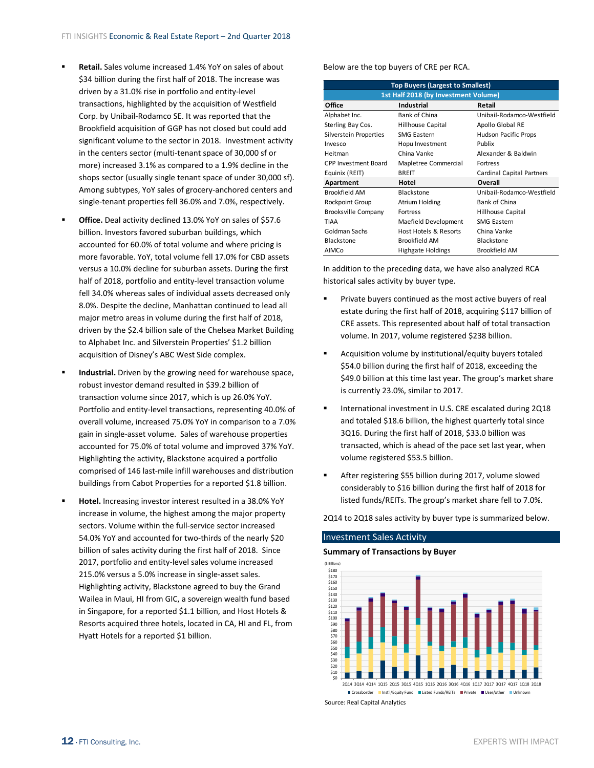- **Retail.** Sales volume increased 1.4% YoY on sales of about $34 billion during the first half of 2018. The increase was driven by a 31.0% rise in portfolio and entity-level transactions, highlighted by the acquisition of Westfield Corp. by Unibail-Rodamco SE. It was reported that the Brookfield acquisition of GGP has not closed but could add significant volume to the sector in 2018. Investment activity in the centers sector (multi-tenant space of 30,000 sf or more) increased 3.1% as compared to a 1.9% decline in the shops sector (usually single tenant space of under 30,000 sf). Among subtypes, YoY sales of grocery-anchored centers and single-tenant properties fell 36.0% and 7.0%, respectively.

- **Office.** Deal activity declined 13.0% YoY on sales of $57.6 billion. Investors favored suburban buildings, which accounted for 60.0% of total volume and where pricing is more favorable. YoY, total volume fell 17.0% for CBD assets versus a 10.0% decline for suburban assets. During the first half of 2018, portfolio and entity-level transaction volume fell 34.0% whereas sales of individual assets decreased only 8.0%. Despite the decline, Manhattan continued to lead all major metro areas in volume during the first half of 2018, driven by the $2.4 billion sale of the Chelsea Market Building to Alphabet Inc. and Silverstein Properties' $1.2 billion acquisition of Disney's ABC West Side complex.

- **Industrial.** Driven by the growing need for warehouse space, robust investor demand resulted in $39.2 billion of transaction volume since 2017, which is up 26.0% YoY. Portfolio and entity-level transactions, representing 40.0% of overall volume, increased 75.0% YoY in comparison to a 7.0% gain in single-asset volume. Sales of warehouse properties accounted for 75.0% of total volume and improved 37% YoY. Highlighting the activity, Blackstone acquired a portfolio comprised of 146 last-mile infill warehouses and distribution buildings from Cabot Properties for a reported $1.8 billion.

- **Hotel.** Increasing investor interest resulted in a 38.0% YoY increase in volume, the highest among the major property sectors. Volume within the full-service sector increased 54.0% YoY and accounted for two-thirds of the nearly $20 billion of sales activity during the first half of 2018. Since 2017, portfolio and entity-level sales volume increased 215.0% versus a 5.0% increase in single-asset sales. Highlighting activity, Blackstone agreed to buy the Grand Wailea in Maui, HI from GIC, a sovereign wealth fund based in Singapore, for a reported $1.1 billion, and Host Hotels & Resorts acquired three hotels, located in CA, HI and FL, from Hyatt Hotels for a reported $1 billion.

Below are the top buyers of CRE per RCA.

| Top Buyers (Largest to Smallest) | | |
|---|---|---|
| 1st Half 2018 (by Investment Volume) | | |
| **Office** | **Industrial** | **Retail** |
| Alphabet Inc. | Bank of China | Unibail-Rodamco-Westfield |
| Sterling Bay Cos. | Hillhouse Capital | Apollo Global RE |
| Silverstein Properties | SMG Eastern | Hudson Pacific Props |
| Invesco | Hopu Investment | Publix |
| Heitman | China Vanke | Alexander & Baldwin |
| CPP Investment Board | Mapletree Commercial | Fortress |
| Equinix (REIT) | BREIT | Cardinal Capital Partners |
| **Apartment** | **Hotel** | **Overall** |
| Brookfield AM | Blackstone | Unibail-Rodamco-Westfield |
| Rockpoint Group | Atrium Holding | Bank of China |
| Brooksville Company | Fortress | Hillhouse Capital |
| TIAA | Maefield Development | SMG Eastern |
| Goldman Sachs | Host Hotels & Resorts | China Vanke |
| Blackstone | Brookfield AM | Blackstone |
| AIMCo | Highgate Holdings | Brookfield AM |

In addition to the preceding data, we have also analyzed RCA historical sales activity by buyer type.

- Private buyers continued as the most active buyers of real estate during the first half of 2018, acquiring $117 billion of CRE assets. This represented about half of total transaction volume. In 2017, volume registered $238 billion.

- Acquisition volume by institutional/equity buyers totaled $54.0 billion during the first half of 2018, exceeding the $49.0 billion at this time last year. The group's market share is currently 23.0%, similar to 2017.

- International investment in U.S. CRE escalated during 2Q18 and totaled $18.6 billion, the highest quarterly total since 3Q16. During the first half of 2018, $33.0 billion was transacted, which is ahead of the pace set last year, when volume registered $53.5 billion.

- After registering $55 billion during 2017, volume slowed considerably to $16 billion during the first half of 2018 for listed funds/REITs. The group's market share fell to 7.0%.

2Q14 to 2Q18 sales activity by buyer type is summarized below.

## Investment Sales Activity

**Summary of Transactions by Buyer**

($ Billions)

$180 $170 $160 $150 $140 $130 $120 $110 $100 $90 $80 $70 $60 $50 $40 $30 $20 $10 $0

2Q14 3Q14 4Q14 1Q15 2Q15 3Q15 4Q15 1Q16 2Q16 3Q16 4Q16 1Q17 2Q17 3Q17 4Q17 1Q18 2Q18

Crossborder | Inst'l/Equity Fund | Listed Funds/REITs | Private | User/other | Unknown

Source: Real Capital Analytics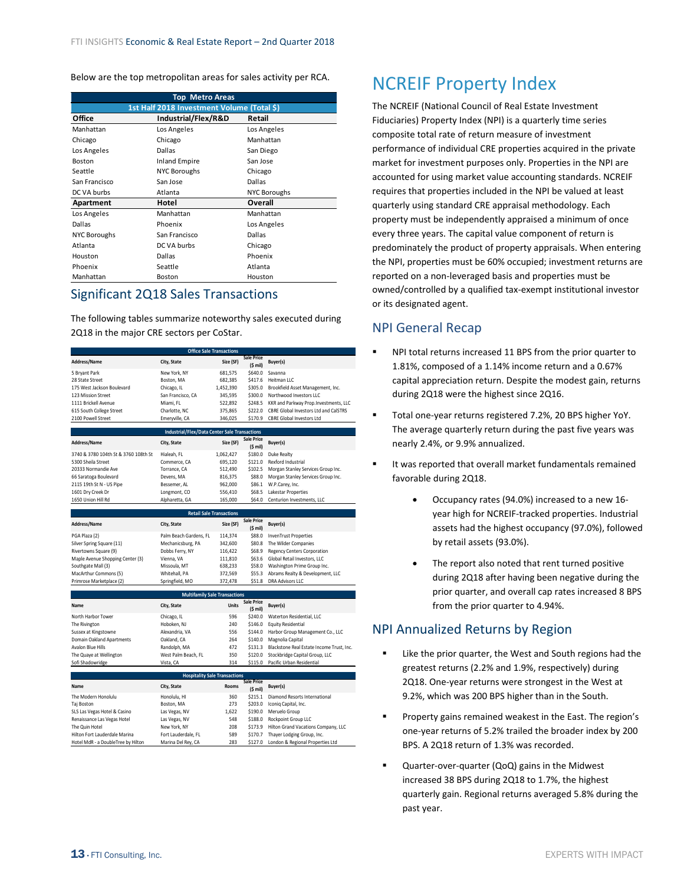Below are the top metropolitan areas for sales activity per RCA.

| Top Metro Areas | | |
|---|---|---|
| 1st Half 2018 Investment Volume (Total $) | | |
| **Office** | **Industrial/Flex/R&D** | **Retail** |
| Manhattan | Los Angeles | Los Angeles |
| Chicago | Chicago | Manhattan |
| Los Angeles | Dallas | San Diego |
| Boston | Inland Empire | San Jose |
| Seattle | NYC Boroughs | Chicago |
| San Francisco | San Jose | Dallas |
| DC VA burbs | Atlanta | NYC Boroughs |
| **Apartment** | **Hotel** | **Overall** |
| Los Angeles | Manhattan | Manhattan |
| Dallas | Phoenix | Los Angeles |
| NYC Boroughs | San Francisco | Dallas |
| Atlanta | DC VA burbs | Chicago |
| Houston | Dallas | Phoenix |
| Phoenix | Seattle | Atlanta |
| Manhattan | Boston | Houston |

## Significant 2Q18 Sales Transactions

The following tables summarize noteworthy sales executed during 2Q18 in the major CRE sectors per CoStar.

**Office Sale Transactions**

| Address/Name | City, State | Size (SF) | Sale Price ($ mil) | Buyer(s) |
|---|---|---|---|---|
| 5 Bryant Park | New York, NY | 681,575 | $640.0 | Savanna |
| 28 State Street | Boston, MA | 682,385 | $417.6 | Heitman LLC |
| 175 West Jackson Boulevard | Chicago, IL | 1,452,390 | $305.0 | Brookfield Asset Management, Inc. |
| 123 Mission Street | San Francisco, CA | 345,595 | $300.0 | Northwood Investors LLC |
| 1111 Brickell Avenue | Miami, FL | 522,892 | $248.5 | KKR and Parkway Prop.Investments, LLC |
| 615 South College Street | Charlotte, NC | 375,865 | $222.0 | CBRE Global Investors Ltd and CalSTRS |
| 2100 Powell Street | Emeryville, CA | 346,025 | $170.9 | CBRE Global Investors Ltd |

**Industrial/Flex/Data Center Sale Transactions**

| Address/Name | City, State | Size (SF) | Sale Price ($ mil) | Buyer(s) |
|---|---|---|---|---|
| 3740 & 3780 104th St & 3760 108th St | Hialeah, FL | 1,062,427 | $180.0 | Duke Realty |
| 5300 Sheila Street | Commerce, CA | 695,120 | $121.0 | Rexford Industrial |
| 20333 Normandie Ave | Torrance, CA | 512,490 | $102.5 | Morgan Stanley Services Group Inc. |
| 66 Saratoga Boulevard | Devens, MA | 816,375 | $88.0 | Morgan Stanley Services Group Inc. |
| 2115 19th St N - US Pipe | Bessemer, AL | 962,000 | $86.1 | W.P.Carey, Inc. |
| 1601 Dry Creek Dr | Longmont, CO | 556,410 | $68.5 | Lakestar Properties |
| 1650 Union Hill Rd | Alpharetta, GA | 165,000 | $64.0 | Centurion Investments, LLC |

**Retail Sale Transactions**

| Address/Name | City, State | Size (SF) | Sale Price ($ mil) | Buyer(s) |
|---|---|---|---|---|
| PGA Plaza (2) | Palm Beach Gardens, FL | 114,374 | $88.0 | InvenTrust Properties |
| Silver Spring Square (11) | Mechanicsburg, PA | 342,600 | $80.8 | The Wilder Companies |
| Rivertowns Square (9) | Dobbs Ferry, NY | 116,422 | $68.9 | Regency Centers Corporation |
| Maple Avenue Shopping Center (3) | Vienna, VA | 111,810 | $63.6 | Global Retail Investors, LLC |
| Southgate Mall (3) | Missoula, MT | 638,233 | $58.0 | Washington Prime Group Inc. |
| MacArthur Commons (5) | Whitehall, PA | 372,569 | $55.3 | Abrams Realty & Development, LLC |
| Primrose Marketplace (2) | Springfield, MO | 372,478 | $51.8 | DRA Advisors LLC |

**Multifamily Sale Transactions**

| Name | City, State | Units | Sale Price ($ mil) | Buyer(s) |
|---|---|---|---|---|
| North Harbor Tower | Chicago, IL | 596 | $240.0 | Waterton Residential, LLC |
| The Rivington | Hoboken, NJ | 240 | $146.0 | Equity Residential |
| Sussex at Kingstowne | Alexandria, VA | 556 | $144.0 | Harbor Group Management Co., LLC |
| Domain Oakland Apartments | Oakland, CA | 264 | $140.0 | Magnolia Capital |
| Avalon Blue Hills | Randolph, MA | 472 | $131.3 | Blackstone Real Estate Income Trust, Inc. |
| The Quaye at Wellington | West Palm Beach, FL | 350 | $120.0 | Stockbridge Capital Group, LLC |
| Sofi Shadowridge | Vista, CA | 314 | $115.0 | Pacific Urban Residential |

**Hospitality Sale Transactions**

| Name | City, State | Rooms | Sale Price ($ mil) | Buyer(s) |
|---|---|---|---|---|
| The Modern Honolulu | Honolulu, HI | 360 | $215.1 | Diamond Resorts International |
| Taj Boston | Boston, MA | 273 | $203.0 | Iconiq Capital, Inc. |
| SLS Las Vegas Hotel & Casino | Las Vegas, NV | 1,622 | $190.0 | Meruelo Group |
| Renaissance Las Vegas Hotel | Las Vegas, NV | 548 | $188.0 | Rockpoint Group LLC |
| The Quin Hotel | New York, NY | 208 | $173.9 | Hilton Grand Vacations Company, LLC |
| Hilton Fort Lauderdale Marina | Fort Lauderdale, FL | 589 | $170.7 | Thayer Lodging Group, Inc. |
| Hotel MdR - a DoubleTree by Hilton | Marina Del Rey, CA | 283 | $127.0 | London & Regional Properties Ltd |

# NCREIF Property Index

The NCREIF (National Council of Real Estate Investment Fiduciaries) Property Index (NPI) is a quarterly time series composite total rate of return measure of investment performance of individual CRE properties acquired in the private market for investment purposes only. Properties in the NPI are accounted for using market value accounting standards. NCREIF requires that properties included in the NPI be valued at least quarterly using standard CRE appraisal methodology. Each property must be independently appraised a minimum of once every three years. The capital value component of return is predominately the product of property appraisals. When entering the NPI, properties must be 60% occupied; investment returns are reported on a non-leveraged basis and properties must be owned/controlled by a qualified tax-exempt institutional investor or its designated agent.

## NPI General Recap

- NPI total returns increased 11 BPS from the prior quarter to 1.81%, composed of a 1.14% income return and a 0.67% capital appreciation return. Despite the modest gain, returns during 2Q18 were the highest since 2Q16.
- Total one-year returns registered 7.2%, 20 BPS higher YoY. The average quarterly return during the past five years was nearly 2.4%, or 9.9% annualized.
- It was reported that overall market fundamentals remained favorable during 2Q18.
  - Occupancy rates (94.0%) increased to a new 16-year high for NCREIF-tracked properties. Industrial assets had the highest occupancy (97.0%), followed by retail assets (93.0%).
  - The report also noted that rent turned positive during 2Q18 after having been negative during the prior quarter, and overall cap rates increased 8 BPS from the prior quarter to 4.94%.

## NPI Annualized Returns by Region

- Like the prior quarter, the West and South regions had the greatest returns (2.2% and 1.9%, respectively) during 2Q18. One-year returns were strongest in the West at 9.2%, which was 200 BPS higher than in the South.
- Property gains remained weakest in the East. The region's one-year returns of 5.2% trailed the broader index by 200 BPS. A 2Q18 return of 1.3% was recorded.
- Quarter-over-quarter (QoQ) gains in the Midwest increased 38 BPS during 2Q18 to 1.7%, the highest quarterly gain. Regional returns averaged 5.8% during the past year.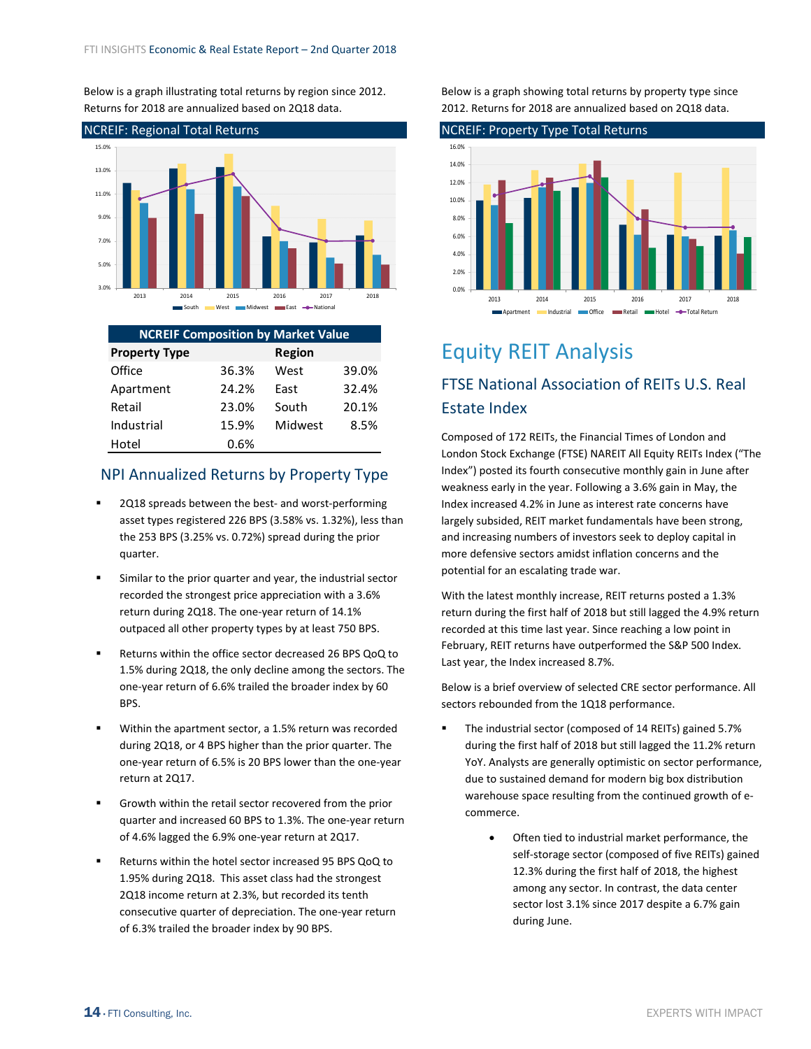Below is a graph illustrating total returns by region since 2012. Returns for 2018 are annualized based on 2Q18 data.

NCREIF: Regional Total Returns

15.0%
13.0%
11.0%
9.0%
7.0%
5.0%
3.0%

2013 2014 2015 2016 2017 2018

South West Midwest East National

| NCREIF Composition by Market Value | | | |
|---|---|---|---|
| **Property Type** | | **Region** | |
| Office | 36.3% | West | 39.0% |
| Apartment | 24.2% | East | 32.4% |
| Retail | 23.0% | South | 20.1% |
| Industrial | 15.9% | Midwest | 8.5% |
| Hotel | 0.6% | | |

## NPI Annualized Returns by Property Type

- 2Q18 spreads between the best- and worst-performing asset types registered 226 BPS (3.58% vs. 1.32%), less than the 253 BPS (3.25% vs. 0.72%) spread during the prior quarter.
- Similar to the prior quarter and year, the industrial sector recorded the strongest price appreciation with a 3.6% return during 2Q18. The one-year return of 14.1% outpaced all other property types by at least 750 BPS.
- Returns within the office sector decreased 26 BPS QoQ to 1.5% during 2Q18, the only decline among the sectors. The one-year return of 6.6% trailed the broader index by 60 BPS.
- Within the apartment sector, a 1.5% return was recorded during 2Q18, or 4 BPS higher than the prior quarter. The one-year return of 6.5% is 20 BPS lower than the one-year return at 2Q17.
- Growth within the retail sector recovered from the prior quarter and increased 60 BPS to 1.3%. The one-year return of 4.6% lagged the 6.9% one-year return at 2Q17.
- Returns within the hotel sector increased 95 BPS QoQ to 1.95% during 2Q18. This asset class had the strongest 2Q18 income return at 2.3%, but recorded its tenth consecutive quarter of depreciation. The one-year return of 6.3% trailed the broader index by 90 BPS.

Below is a graph showing total returns by property type since 2012. Returns for 2018 are annualized based on 2Q18 data.

NCREIF: Property Type Total Returns

16.0%
14.0%
12.0%
10.0%
8.0%
6.0%
4.0%
2.0%
0.0%

2013 2014 2015 2016 2017 2018

Apartment Industrial Office Retail Hotel Total Return

# Equity REIT Analysis

## FTSE National Association of REITs U.S. Real Estate Index

Composed of 172 REITs, the Financial Times of London and London Stock Exchange (FTSE) NAREIT All Equity REITs Index ("The Index") posted its fourth consecutive monthly gain in June after weakness early in the year. Following a 3.6% gain in May, the Index increased 4.2% in June as interest rate concerns have largely subsided, REIT market fundamentals have been strong, and increasing numbers of investors seek to deploy capital in more defensive sectors amidst inflation concerns and the potential for an escalating trade war.

With the latest monthly increase, REIT returns posted a 1.3% return during the first half of 2018 but still lagged the 4.9% return recorded at this time last year. Since reaching a low point in February, REIT returns have outperformed the S&P 500 Index. Last year, the Index increased 8.7%.

Below is a brief overview of selected CRE sector performance. All sectors rebounded from the 1Q18 performance.

- The industrial sector (composed of 14 REITs) gained 5.7% during the first half of 2018 but still lagged the 11.2% return YoY. Analysts are generally optimistic on sector performance, due to sustained demand for modern big box distribution warehouse space resulting from the continued growth of e-commerce.
  - Often tied to industrial market performance, the self-storage sector (composed of five REITs) gained 12.3% during the first half of 2018, the highest among any sector. In contrast, the data center sector lost 3.1% since 2017 despite a 6.7% gain during June.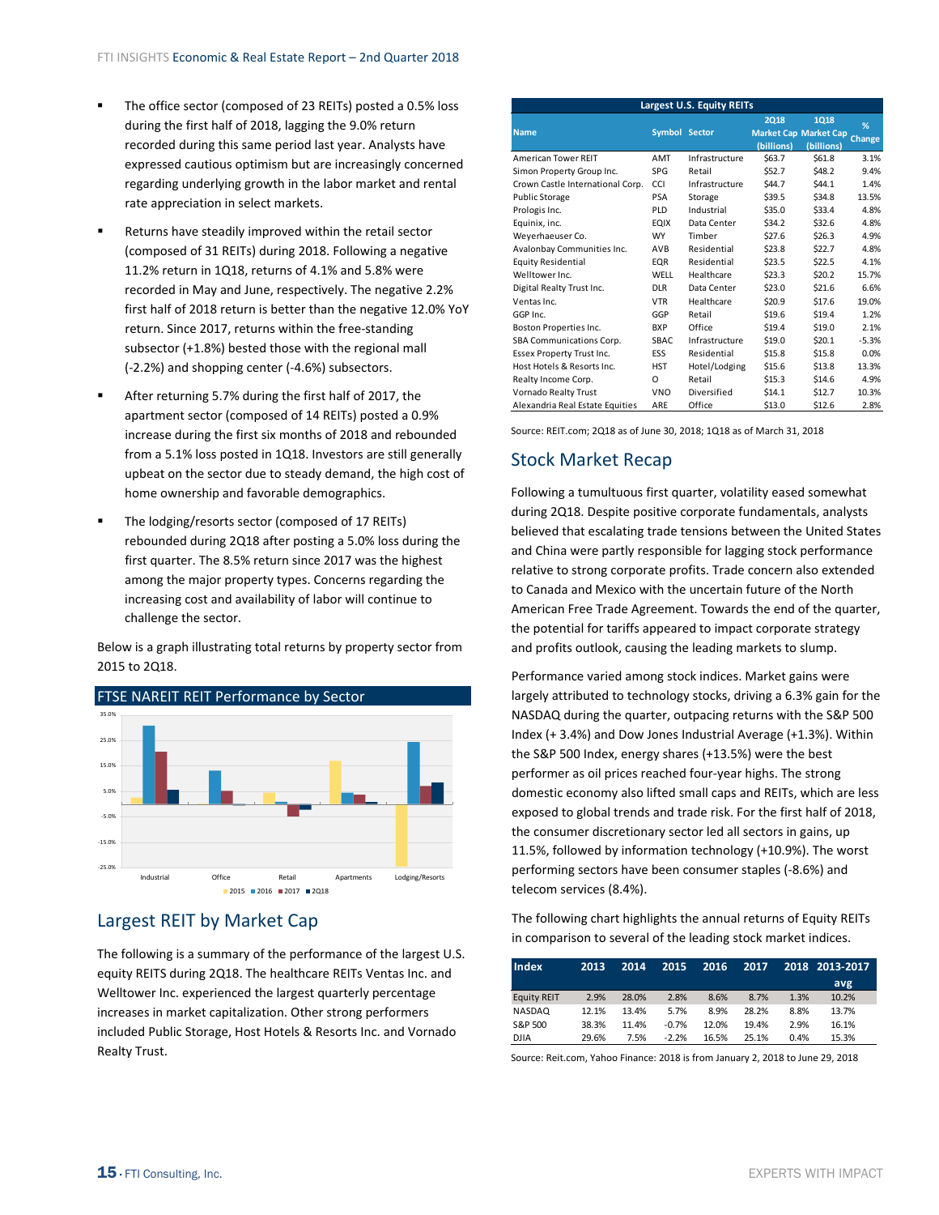- The office sector (composed of 23 REITs) posted a 0.5% loss during the first half of 2018, lagging the 9.0% return recorded during this same period last year. Analysts have expressed cautious optimism but are increasingly concerned regarding underlying growth in the labor market and rental rate appreciation in select markets.
- Returns have steadily improved within the retail sector (composed of 31 REITs) during 2018. Following a negative 11.2% return in 1Q18, returns of 4.1% and 5.8% were recorded in May and June, respectively. The negative 2.2% first half of 2018 return is better than the negative 12.0% YoY return. Since 2017, returns within the free-standing subsector (+1.8%) bested those with the regional mall (-2.2%) and shopping center (-4.6%) subsectors.
- After returning 5.7% during the first half of 2017, the apartment sector (composed of 14 REITs) posted a 0.9% increase during the first six months of 2018 and rebounded from a 5.1% loss posted in 1Q18. Investors are still generally upbeat on the sector due to steady demand, the high cost of home ownership and favorable demographics.
- The lodging/resorts sector (composed of 17 REITs) rebounded during 2Q18 after posting a 5.0% loss during the first quarter. The 8.5% return since 2017 was the highest among the major property types. Concerns regarding the increasing cost and availability of labor will continue to challenge the sector.

Below is a graph illustrating total returns by property sector from 2015 to 2Q18.

FTSE NAREIT REIT Performance by Sector

35.0%
25.0%
15.0%
5.0%
-5.0%
-15.0%
-25.0%

Industrial
Office
Retail
Apartments
Lodging/Resorts

2015 2016 2017 2Q18

## Largest REIT by Market Cap

The following is a summary of the performance of the largest U.S. equity REITS during 2Q18. The healthcare REITs Ventas Inc. and Welltower Inc. experienced the largest quarterly percentage increases in market capitalization. Other strong performers included Public Storage, Host Hotels & Resorts Inc. and Vornado Realty Trust.

| Largest U.S. Equity REITs | | | | | |
|---|---|---|---|---|---|
| Name | Symbol | Sector | 2Q18 Market Cap (billions) | 1Q18 Market Cap (billions) | % Change |
| American Tower REIT | AMT | Infrastructure | $63.7 | $61.8 | 3.1% |
| Simon Property Group Inc. | SPG | Retail | $52.7 | $48.2 | 9.4% |
| Crown Castle International Corp. | CCI | Infrastructure | $44.7 | $44.1 | 1.4% |
| Public Storage | PSA | Storage | $39.5 | $34.8 | 13.5% |
| Prologis Inc. | PLD | Industrial | $35.0 | $33.4 | 4.8% |
| Equinix, inc. | EQIX | Data Center | $34.2 | $32.6 | 4.8% |
| Weyerhaeuser Co. | WY | Timber | $27.6 | $26.3 | 4.9% |
| Avalonbay Communities Inc. | AVB | Residential | $23.8 | $22.7 | 4.8% |
| Equity Residential | EQR | Residential | $23.5 | $22.5 | 4.1% |
| Welltower Inc. | WELL | Healthcare | $23.3 | $20.2 | 15.7% |
| Digital Realty Trust Inc. | DLR | Data Center | $23.0 | $21.6 | 6.6% |
| Ventas Inc. | VTR | Healthcare | $20.9 | $17.6 | 19.0% |
| GGP Inc. | GGP | Retail | $19.6 | $19.4 | 1.2% |
| Boston Properties Inc. | BXP | Office | $19.4 | $19.0 | 2.1% |
| SBA Communications Corp. | SBAC | Infrastructure | $19.0 | $20.1 | -5.3% |
| Essex Property Trust Inc. | ESS | Residential | $15.8 | $15.8 | 0.0% |
| Host Hotels & Resorts Inc. | HST | Hotel/Lodging | $15.6 | $13.8 | 13.3% |
| Realty Income Corp. | O | Retail | $15.3 | $14.6 | 4.9% |
| Vornado Realty Trust | VNO | Diversified | $14.1 | $12.7 | 10.3% |
| Alexandria Real Estate Equities | ARE | Office | $13.0 | $12.6 | 2.8% |

Source: REIT.com; 2Q18 as of June 30, 2018; 1Q18 as of March 31, 2018

## Stock Market Recap

Following a tumultuous first quarter, volatility eased somewhat during 2Q18. Despite positive corporate fundamentals, analysts believed that escalating trade tensions between the United States and China were partly responsible for lagging stock performance relative to strong corporate profits. Trade concern also extended to Canada and Mexico with the uncertain future of the North American Free Trade Agreement. Towards the end of the quarter, the potential for tariffs appeared to impact corporate strategy and profits outlook, causing the leading markets to slump.

Performance varied among stock indices. Market gains were largely attributed to technology stocks, driving a 6.3% gain for the NASDAQ during the quarter, outpacing returns with the S&P 500 Index (+ 3.4%) and Dow Jones Industrial Average (+1.3%). Within the S&P 500 Index, energy shares (+13.5%) were the best performer as oil prices reached four-year highs. The strong domestic economy also lifted small caps and REITs, which are less exposed to global trends and trade risk. For the first half of 2018, the consumer discretionary sector led all sectors in gains, up 11.5%, followed by information technology (+10.9%). The worst performing sectors have been consumer staples (-8.6%) and telecom services (8.4%).

The following chart highlights the annual returns of Equity REITs in comparison to several of the leading stock market indices.

| Index | 2013 | 2014 | 2015 | 2016 | 2017 | 2018 | 2013-2017 avg |
|---|---|---|---|---|---|---|---|
| Equity REIT | 2.9% | 28.0% | 2.8% | 8.6% | 8.7% | 1.3% | 10.2% |
| NASDAQ | 12.1% | 13.4% | 5.7% | 8.9% | 28.2% | 8.8% | 13.7% |
| S&P 500 | 38.3% | 11.4% | -0.7% | 12.0% | 19.4% | 2.9% | 16.1% |
| DJIA | 29.6% | 7.5% | -2.2% | 16.5% | 25.1% | 0.4% | 15.3% |

Source: Reit.com, Yahoo Finance: 2018 is from January 2, 2018 to June 29, 2018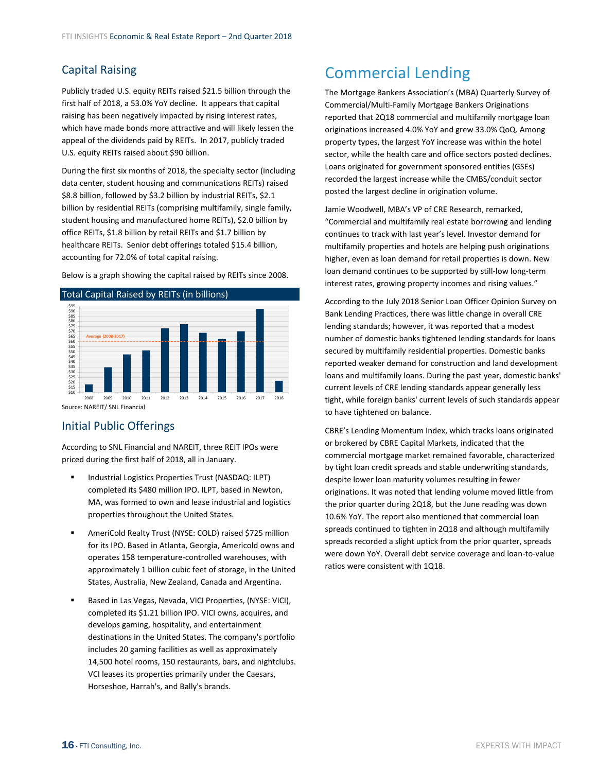## Capital Raising

Publicly traded U.S. equity REITs raised $21.5 billion through the first half of 2018, a 53.0% YoY decline. It appears that capital raising has been negatively impacted by rising interest rates, which have made bonds more attractive and will likely lessen the appeal of the dividends paid by REITs. In 2017, publicly traded U.S. equity REITs raised about $90 billion.

During the first six months of 2018, the specialty sector (including data center, student housing and communications REITs) raised $8.8 billion, followed by $3.2 billion by industrial REITs, $2.1 billion by residential REITs (comprising multifamily, single family, student housing and manufactured home REITs), $2.0 billion by office REITs, $1.8 billion by retail REITs and $1.7 billion by healthcare REITs. Senior debt offerings totaled $15.4 billion, accounting for 72.0% of total capital raising.

Below is a graph showing the capital raised by REITs since 2008.

**Total Capital Raised by REITs (in billions)**

$95
$90
$85
$80
$75
$70
$65
$60
$55
$50
$45
$40
$35
$30
$25
$20
$15
$10

Average (2008-2017)

2008 2009 2010 2011 2012 2013 2014 2015 2016 2017 2018

Source: NAREIT/ SNL Financial

## Initial Public Offerings

According to SNL Financial and NAREIT, three REIT IPOs were priced during the first half of 2018, all in January.

- Industrial Logistics Properties Trust (NASDAQ: ILPT) completed its $480 million IPO. ILPT, based in Newton, MA, was formed to own and lease industrial and logistics properties throughout the United States.
- AmeriCold Realty Trust (NYSE: COLD) raised $725 million for its IPO. Based in Atlanta, Georgia, Americold owns and operates 158 temperature-controlled warehouses, with approximately 1 billion cubic feet of storage, in the United States, Australia, New Zealand, Canada and Argentina.
- Based in Las Vegas, Nevada, VICI Properties, (NYSE: VICI), completed its $1.21 billion IPO. VICI owns, acquires, and develops gaming, hospitality, and entertainment destinations in the United States. The company's portfolio includes 20 gaming facilities as well as approximately 14,500 hotel rooms, 150 restaurants, bars, and nightclubs. VCI leases its properties primarily under the Caesars, Horseshoe, Harrah's, and Bally's brands.

# Commercial Lending

The Mortgage Bankers Association's (MBA) Quarterly Survey of Commercial/Multi-Family Mortgage Bankers Originations reported that 2Q18 commercial and multifamily mortgage loan originations increased 4.0% YoY and grew 33.0% QoQ. Among property types, the largest YoY increase was within the hotel sector, while the health care and office sectors posted declines. Loans originated for government sponsored entities (GSEs) recorded the largest increase while the CMBS/conduit sector posted the largest decline in origination volume.

Jamie Woodwell, MBA's VP of CRE Research, remarked, "Commercial and multifamily real estate borrowing and lending continues to track with last year's level. Investor demand for multifamily properties and hotels are helping push originations higher, even as loan demand for retail properties is down. New loan demand continues to be supported by still-low long-term interest rates, growing property incomes and rising values."

According to the July 2018 Senior Loan Officer Opinion Survey on Bank Lending Practices, there was little change in overall CRE lending standards; however, it was reported that a modest number of domestic banks tightened lending standards for loans secured by multifamily residential properties. Domestic banks reported weaker demand for construction and land development loans and multifamily loans. During the past year, domestic banks' current levels of CRE lending standards appear generally less tight, while foreign banks' current levels of such standards appear to have tightened on balance.

CBRE's Lending Momentum Index, which tracks loans originated or brokered by CBRE Capital Markets, indicated that the commercial mortgage market remained favorable, characterized by tight loan credit spreads and stable underwriting standards, despite lower loan maturity volumes resulting in fewer originations. It was noted that lending volume moved little from the prior quarter during 2Q18, but the June reading was down 10.6% YoY. The report also mentioned that commercial loan spreads continued to tighten in 2Q18 and although multifamily spreads recorded a slight uptick from the prior quarter, spreads were down YoY. Overall debt service coverage and loan-to-value ratios were consistent with 1Q18.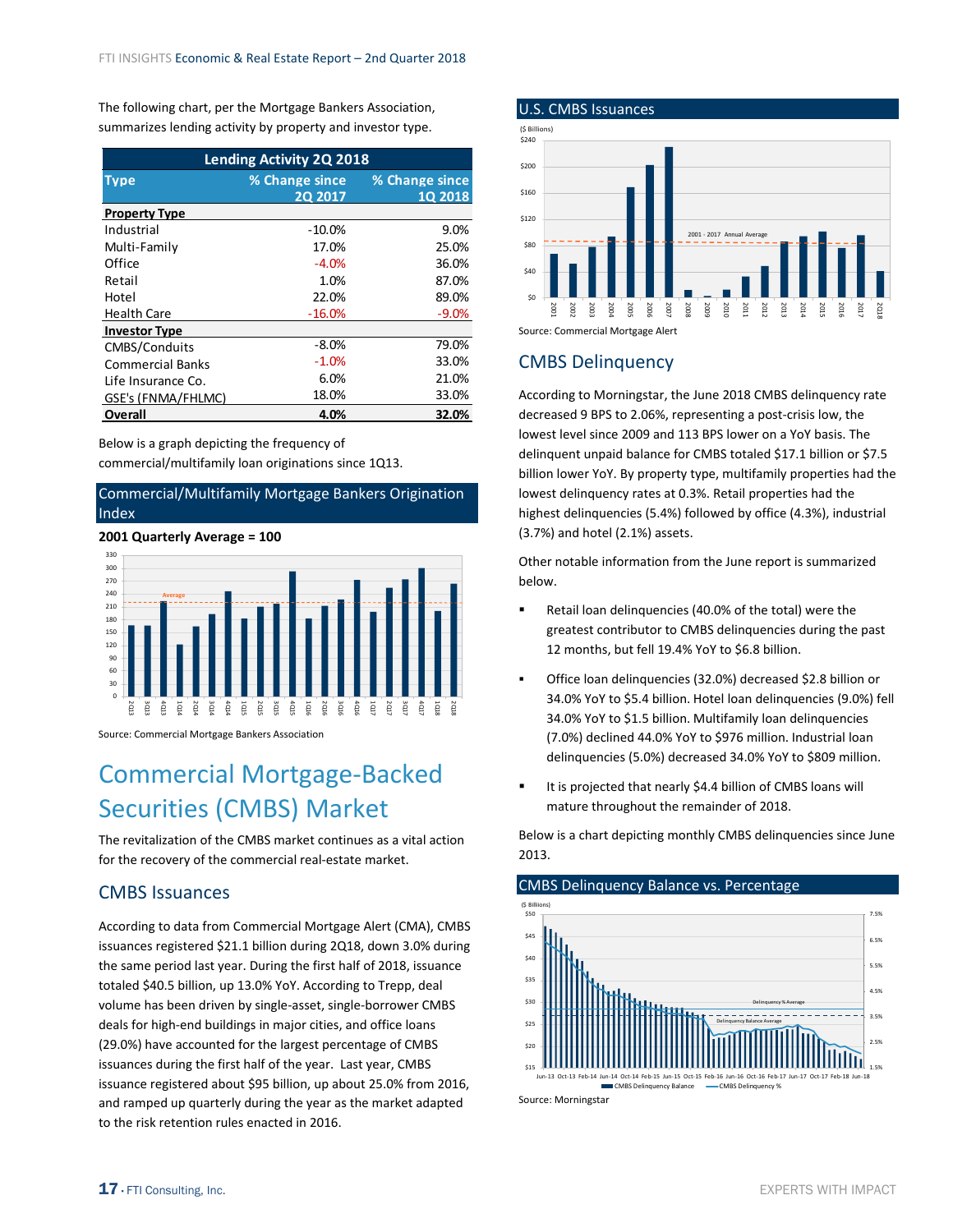The following chart, per the Mortgage Bankers Association, summarizes lending activity by property and investor type.

| Lending Activity 2Q 2018 | | |
|---|---|---|
| **Type** | **% Change since 2Q 2017** | **% Change since 1Q 2018** |
| **Property Type** | | |
| Industrial | -10.0% | 9.0% |
| Multi-Family | 17.0% | 25.0% |
| Office | -4.0% | 36.0% |
| Retail | 1.0% | 87.0% |
| Hotel | 22.0% | 89.0% |
| Health Care | -16.0% | -9.0% |
| **Investor Type** | | |
| CMBS/Conduits | -8.0% | 79.0% |
| Commercial Banks | -1.0% | 33.0% |
| Life Insurance Co. | 6.0% | 21.0% |
| GSE's (FNMA/FHLMC) | 18.0% | 33.0% |
| **Overall** | **4.0%** | **32.0%** |

Below is a graph depicting the frequency of commercial/multifamily loan originations since 1Q13.

**Commercial/Multifamily Mortgage Bankers Origination Index**

**2001 Quarterly Average = 100**

330
300
270
240
210
180
150
120
90
60
30
0
Average
2Q13 3Q13 4Q13 1Q14 2Q14 3Q14 4Q14 1Q15 2Q15 3Q15 4Q15 1Q16 2Q16 3Q16 4Q16 1Q17 2Q17 3Q17 4Q17 1Q18 2Q18

Source: Commercial Mortgage Bankers Association

# Commercial Mortgage-Backed Securities (CMBS) Market

The revitalization of the CMBS market continues as a vital action for the recovery of the commercial real-estate market.

## CMBS Issuances

According to data from Commercial Mortgage Alert (CMA), CMBS issuances registered $21.1 billion during 2Q18, down 3.0% during the same period last year. During the first half of 2018, issuance totaled $40.5 billion, up 13.0% YoY. According to Trepp, deal volume has been driven by single-asset, single-borrower CMBS deals for high-end buildings in major cities, and office loans (29.0%) have accounted for the largest percentage of CMBS issuances during the first half of the year. Last year, CMBS issuance registered about $95 billion, up about 25.0% from 2016, and ramped up quarterly during the year as the market adapted to the risk retention rules enacted in 2016.

**U.S. CMBS Issuances**

($ Billions)
$240
$200
$160
$120
$80
$40
$0
2001 - 2017 Annual Average
2001 2002 2003 2004 2005 2006 2007 2008 2009 2010 2011 2012 2013 2014 2015 2016 2017 2Q18

Source: Commercial Mortgage Alert

## CMBS Delinquency

According to Morningstar, the June 2018 CMBS delinquency rate decreased 9 BPS to 2.06%, representing a post-crisis low, the lowest level since 2009 and 113 BPS lower on a YoY basis. The delinquent unpaid balance for CMBS totaled $17.1 billion or $7.5 billion lower YoY. By property type, multifamily properties had the lowest delinquency rates at 0.3%. Retail properties had the highest delinquencies (5.4%) followed by office (4.3%), industrial (3.7%) and hotel (2.1%) assets.

Other notable information from the June report is summarized below.

- Retail loan delinquencies (40.0% of the total) were the greatest contributor to CMBS delinquencies during the past 12 months, but fell 19.4% YoY to $6.8 billion.
- Office loan delinquencies (32.0%) decreased $2.8 billion or 34.0% YoY to $5.4 billion. Hotel loan delinquencies (9.0%) fell 34.0% YoY to $1.5 billion. Multifamily loan delinquencies (7.0%) declined 44.0% YoY to $976 million. Industrial loan delinquencies (5.0%) decreased 34.0% YoY to $809 million.
- It is projected that nearly $4.4 billion of CMBS loans will mature throughout the remainder of 2018.

Below is a chart depicting monthly CMBS delinquencies since June 2013.

**CMBS Delinquency Balance vs. Percentage**

($ Billions)
$50
$45
$40
$35
$30
$25
$20
$15
7.5%
6.5%
5.5%
4.5%
3.5%
2.5%
1.5%
Delinquency % Average
Delinquency Balance Average
Jun-13 Oct-13 Feb-14 Jun-14 Oct-14 Feb-15 Jun-15 Oct-15 Feb-16 Jun-16 Oct-16 Feb-17 Jun-17 Oct-17 Feb-18 Jun-18
CMBS Delinquency Balance
CMBS Delinquency %

Source: Morningstar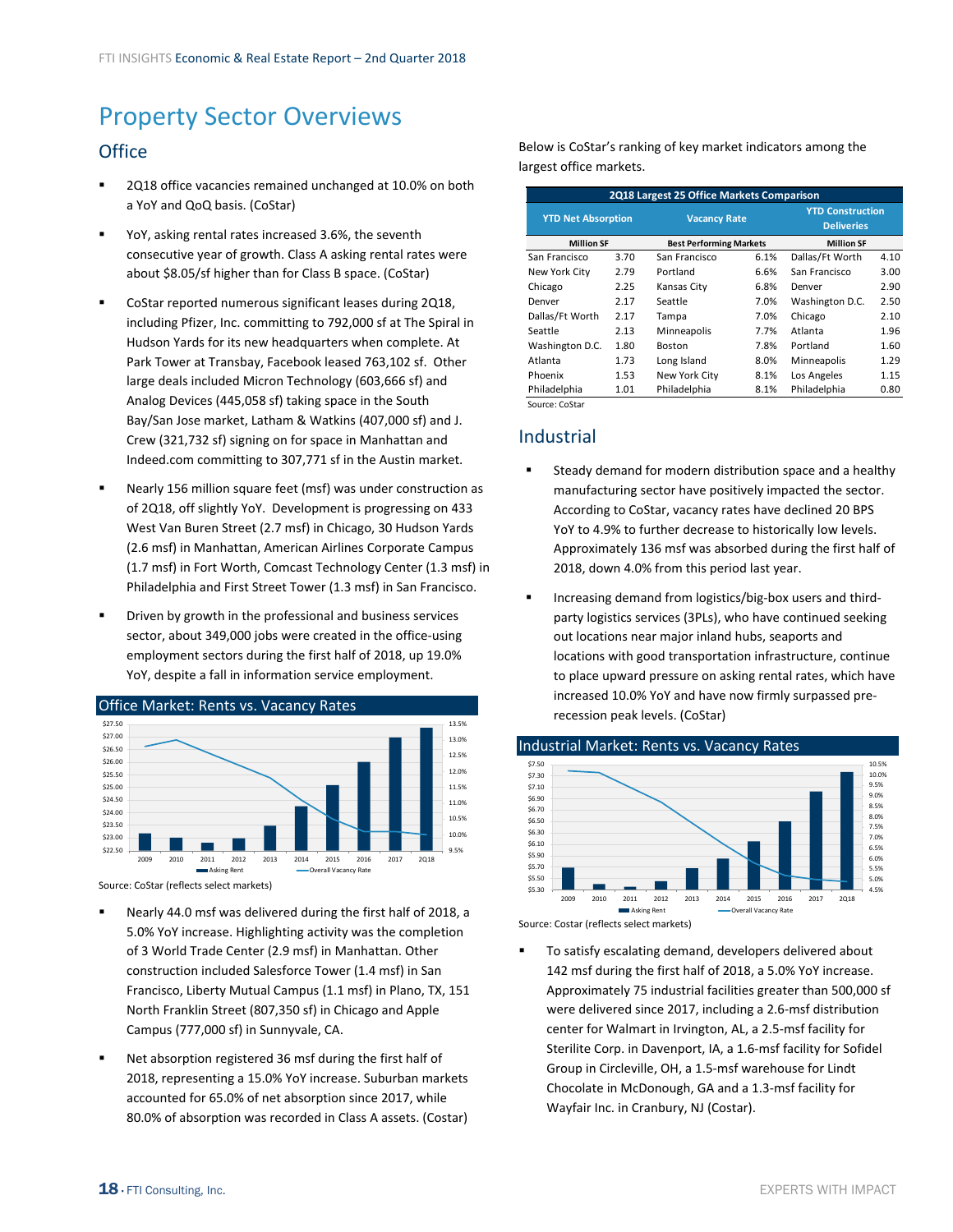# Property Sector Overviews

## Office

- 2Q18 office vacancies remained unchanged at 10.0% on both a YoY and QoQ basis. (CoStar)
- YoY, asking rental rates increased 3.6%, the seventh consecutive year of growth. Class A asking rental rates were about $8.05/sf higher than for Class B space. (CoStar)
- CoStar reported numerous significant leases during 2Q18, including Pfizer, Inc. committing to 792,000 sf at The Spiral in Hudson Yards for its new headquarters when complete. At Park Tower at Transbay, Facebook leased 763,102 sf. Other large deals included Micron Technology (603,666 sf) and Analog Devices (445,058 sf) taking space in the South Bay/San Jose market, Latham & Watkins (407,000 sf) and J. Crew (321,732 sf) signing on for space in Manhattan and Indeed.com committing to 307,771 sf in the Austin market.
- Nearly 156 million square feet (msf) was under construction as of 2Q18, off slightly YoY. Development is progressing on 433 West Van Buren Street (2.7 msf) in Chicago, 30 Hudson Yards (2.6 msf) in Manhattan, American Airlines Corporate Campus (1.7 msf) in Fort Worth, Comcast Technology Center (1.3 msf) in Philadelphia and First Street Tower (1.3 msf) in San Francisco.
- Driven by growth in the professional and business services sector, about 349,000 jobs were created in the office-using employment sectors during the first half of 2018, up 19.0% YoY, despite a fall in information service employment.

Office Market: Rents vs. Vacancy Rates

$27.50
$27.00
$26.50
$26.00
$25.50
$25.00
$24.50
$24.00
$23.50
$23.00
$22.50

13.5%
13.0%
12.5%
12.0%
11.5%
11.0%
10.5%
10.0%
9.5%

2009 2010 2011 2012 2013 2014 2015 2016 2017 2Q18

Asking Rent — Overall Vacancy Rate

Source: CoStar (reflects select markets)

- Nearly 44.0 msf was delivered during the first half of 2018, a 5.0% YoY increase. Highlighting activity was the completion of 3 World Trade Center (2.9 msf) in Manhattan. Other construction included Salesforce Tower (1.4 msf) in San Francisco, Liberty Mutual Campus (1.1 msf) in Plano, TX, 151 North Franklin Street (807,350 sf) in Chicago and Apple Campus (777,000 sf) in Sunnyvale, CA.
- Net absorption registered 36 msf during the first half of 2018, representing a 15.0% YoY increase. Suburban markets accounted for 65.0% of net absorption since 2017, while 80.0% of absorption was recorded in Class A assets. (Costar)

Below is CoStar's ranking of key market indicators among the largest office markets.

| 2Q18 Largest 25 Office Markets Comparison | | | | | |
|---|---|---|---|---|---|
| YTD Net Absorption | | Vacancy Rate | | YTD Construction Deliveries | |
| Million SF | | Best Performing Markets | | Million SF | |
| San Francisco | 3.70 | San Francisco | 6.1% | Dallas/Ft Worth | 4.10 |
| New York City | 2.79 | Portland | 6.6% | San Francisco | 3.00 |
| Chicago | 2.25 | Kansas City | 6.8% | Denver | 2.90 |
| Denver | 2.17 | Seattle | 7.0% | Washington D.C. | 2.50 |
| Dallas/Ft Worth | 2.17 | Tampa | 7.0% | Chicago | 2.10 |
| Seattle | 2.13 | Minneapolis | 7.7% | Atlanta | 1.96 |
| Washington D.C. | 1.80 | Boston | 7.8% | Portland | 1.60 |
| Atlanta | 1.73 | Long Island | 8.0% | Minneapolis | 1.29 |
| Phoenix | 1.53 | New York City | 8.1% | Los Angeles | 1.15 |
| Philadelphia | 1.01 | Philadelphia | 8.1% | Philadelphia | 0.80 |

Source: CoStar

## Industrial

- Steady demand for modern distribution space and a healthy manufacturing sector have positively impacted the sector. According to CoStar, vacancy rates have declined 20 BPS YoY to 4.9% to further decrease to historically low levels. Approximately 136 msf was absorbed during the first half of 2018, down 4.0% from this period last year.
- Increasing demand from logistics/big-box users and third-party logistics services (3PLs), who have continued seeking out locations near major inland hubs, seaports and locations with good transportation infrastructure, continue to place upward pressure on asking rental rates, which have increased 10.0% YoY and have now firmly surpassed pre-recession peak levels. (CoStar)

Industrial Market: Rents vs. Vacancy Rates

$7.50
$7.30
$7.10
$6.90
$6.70
$6.50
$6.30
$6.10
$5.90
$5.70
$5.50
$5.30

10.5%
10.0%
9.5%
9.0%
8.5%
8.0%
7.5%
7.0%
6.5%
6.0%
5.5%
5.0%
4.5%

2009 2010 2011 2012 2013 2014 2015 2016 2017 2Q18

Asking Rent — Overall Vacancy Rate

Source: Costar (reflects select markets)

- To satisfy escalating demand, developers delivered about 142 msf during the first half of 2018, a 5.0% YoY increase. Approximately 75 industrial facilities greater than 500,000 sf were delivered since 2017, including a 2.6-msf distribution center for Walmart in Irvington, AL, a 2.5-msf facility for Sterilite Corp. in Davenport, IA, a 1.6-msf facility for Sofidel Group in Circleville, OH, a 1.5-msf warehouse for Lindt Chocolate in McDonough, GA and a 1.3-msf facility for Wayfair Inc. in Cranbury, NJ (Costar).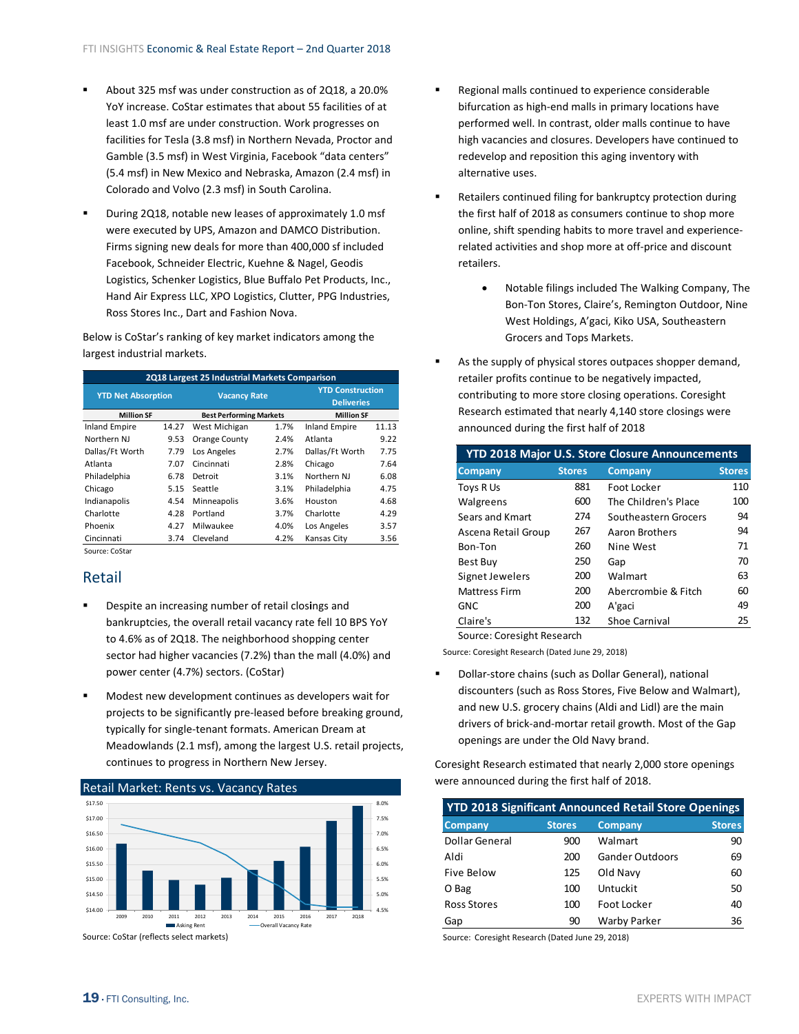- About 325 msf was under construction as of 2Q18, a 20.0% YoY increase. CoStar estimates that about 55 facilities of at least 1.0 msf are under construction. Work progresses on facilities for Tesla (3.8 msf) in Northern Nevada, Proctor and Gamble (3.5 msf) in West Virginia, Facebook "data centers" (5.4 msf) in New Mexico and Nebraska, Amazon (2.4 msf) in Colorado and Volvo (2.3 msf) in South Carolina.
- During 2Q18, notable new leases of approximately 1.0 msf were executed by UPS, Amazon and DAMCO Distribution. Firms signing new deals for more than 400,000 sf included Facebook, Schneider Electric, Kuehne & Nagel, Geodis Logistics, Schenker Logistics, Blue Buffalo Pet Products, Inc., Hand Air Express LLC, XPO Logistics, Clutter, PPG Industries, Ross Stores Inc., Dart and Fashion Nova.

Below is CoStar's ranking of key market indicators among the largest industrial markets.

| 2Q18 Largest 25 Industrial Markets Comparison | | | | | |
|---|---|---|---|---|---|
| YTD Net Absorption | | Vacancy Rate | | YTD Construction Deliveries | |
| Million SF | | Best Performing Markets | | Million SF | |
| Inland Empire | 14.27 | West Michigan | 1.7% | Inland Empire | 11.13 |
| Northern NJ | 9.53 | Orange County | 2.4% | Atlanta | 9.22 |
| Dallas/Ft Worth | 7.79 | Los Angeles | 2.7% | Dallas/Ft Worth | 7.75 |
| Atlanta | 7.07 | Cincinnati | 2.8% | Chicago | 7.64 |
| Philadelphia | 6.78 | Detroit | 3.1% | Northern NJ | 6.08 |
| Chicago | 5.15 | Seattle | 3.1% | Philadelphia | 4.75 |
| Indianapolis | 4.54 | Minneapolis | 3.6% | Houston | 4.68 |
| Charlotte | 4.28 | Portland | 3.7% | Charlotte | 4.29 |
| Phoenix | 4.27 | Milwaukee | 4.0% | Los Angeles | 3.57 |
| Cincinnati | 3.74 | Cleveland | 4.2% | Kansas City | 3.56 |

Source: CoStar

## Retail

- Despite an increasing number of retail closings and bankruptcies, the overall retail vacancy rate fell 10 BPS YoY to 4.6% as of 2Q18. The neighborhood shopping center sector had higher vacancies (7.2%) than the mall (4.0%) and power center (4.7%) sectors. (CoStar)
- Modest new development continues as developers wait for projects to be significantly pre-leased before breaking ground, typically for single-tenant formats. American Dream at Meadowlands (2.1 msf), among the largest U.S. retail projects, continues to progress in Northern New Jersey.

Retail Market: Rents vs. Vacancy Rates

$17.50
$17.00
$16.50
$16.00
$15.50
$15.00
$14.50
$14.00

8.0%
7.5%
7.0%
6.5%
6.0%
5.5%
5.0%
4.5%

2009 2010 2011 2012 2013 2014 2015 2016 2017 2Q18

Asking Rent
Overall Vacancy Rate

Source: CoStar (reflects select markets)

- Regional malls continued to experience considerable bifurcation as high-end malls in primary locations have performed well. In contrast, older malls continue to have high vacancies and closures. Developers have continued to redevelop and reposition this aging inventory with alternative uses.
- Retailers continued filing for bankruptcy protection during the first half of 2018 as consumers continue to shop more online, shift spending habits to more travel and experience-related activities and shop more at off-price and discount retailers.
  - Notable filings included The Walking Company, The Bon-Ton Stores, Claire's, Remington Outdoor, Nine West Holdings, A'gaci, Kiko USA, Southeastern Grocers and Tops Markets.
- As the supply of physical stores outpaces shopper demand, retailer profits continue to be negatively impacted, contributing to more store closing operations. Coresight Research estimated that nearly 4,140 store closings were announced during the first half of 2018

| YTD 2018 Major U.S. Store Closure Announcements | | | |
|---|---|---|---|
| Company | Stores | Company | Stores |
| Toys R Us | 881 | Foot Locker | 110 |
| Walgreens | 600 | The Children's Place | 100 |
| Sears and Kmart | 274 | Southeastern Grocers | 94 |
| Ascena Retail Group | 267 | Aaron Brothers | 94 |
| Bon-Ton | 260 | Nine West | 71 |
| Best Buy | 250 | Gap | 70 |
| Signet Jewelers | 200 | Walmart | 63 |
| Mattress Firm | 200 | Abercrombie & Fitch | 60 |
| GNC | 200 | A'gaci | 49 |
| Claire's | 132 | Shoe Carnival | 25 |

Source: Coresight Research

Source: Coresight Research (Dated June 29, 2018)

- Dollar-store chains (such as Dollar General), national discounters (such as Ross Stores, Five Below and Walmart), and new U.S. grocery chains (Aldi and Lidl) are the main drivers of brick-and-mortar retail growth. Most of the Gap openings are under the Old Navy brand.

Coresight Research estimated that nearly 2,000 store openings were announced during the first half of 2018.

| YTD 2018 Significant Announced Retail Store Openings | | | |
|---|---|---|---|
| Company | Stores | Company | Stores |
| Dollar General | 900 | Walmart | 90 |
| Aldi | 200 | Gander Outdoors | 69 |
| Five Below | 125 | Old Navy | 60 |
| O Bag | 100 | Untuckit | 50 |
| Ross Stores | 100 | Foot Locker | 40 |
| Gap | 90 | Warby Parker | 36 |

Source: Coresight Research (Dated June 29, 2018)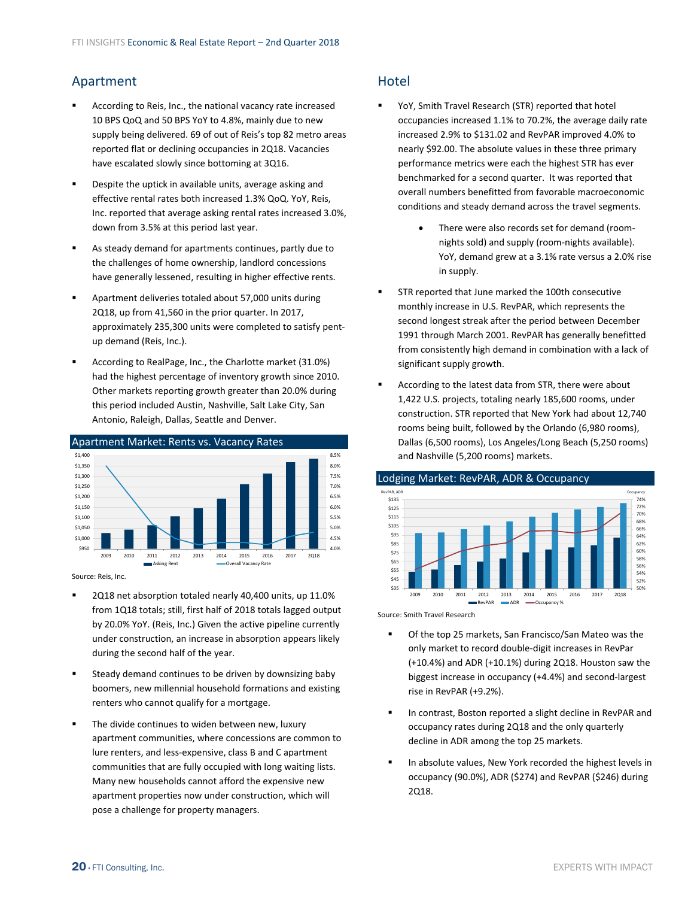## Apartment

- According to Reis, Inc., the national vacancy rate increased 10 BPS QoQ and 50 BPS YoY to 4.8%, mainly due to new supply being delivered. 69 of out of Reis's top 82 metro areas reported flat or declining occupancies in 2Q18. Vacancies have escalated slowly since bottoming at 3Q16.
- Despite the uptick in available units, average asking and effective rental rates both increased 1.3% QoQ. YoY, Reis, Inc. reported that average asking rental rates increased 3.0%, down from 3.5% at this period last year.
- As steady demand for apartments continues, partly due to the challenges of home ownership, landlord concessions have generally lessened, resulting in higher effective rents.
- Apartment deliveries totaled about 57,000 units during 2Q18, up from 41,560 in the prior quarter. In 2017, approximately 235,300 units were completed to satisfy pent-up demand (Reis, Inc.).
- According to RealPage, Inc., the Charlotte market (31.0%) had the highest percentage of inventory growth since 2010. Other markets reporting growth greater than 20.0% during this period included Austin, Nashville, Salt Lake City, San Antonio, Raleigh, Dallas, Seattle and Denver.

**Apartment Market: Rents vs. Vacancy Rates**

$1,400
$1,350
$1,300
$1,250
$1,200
$1,150
$1,100
$1,050
$1,000
$950

8.5%
8.0%
7.5%
7.0%
6.5%
6.0%
5.5%
5.0%
4.5%
4.0%

2009 2010 2011 2012 2013 2014 2015 2016 2017 2Q18

Asking Rent
Overall Vacancy Rate

Source: Reis, Inc.

- 2Q18 net absorption totaled nearly 40,400 units, up 11.0% from 1Q18 totals; still, first half of 2018 totals lagged output by 20.0% YoY. (Reis, Inc.) Given the active pipeline currently under construction, an increase in absorption appears likely during the second half of the year.
- Steady demand continues to be driven by downsizing baby boomers, new millennial household formations and existing renters who cannot qualify for a mortgage.
- The divide continues to widen between new, luxury apartment communities, where concessions are common to lure renters, and less-expensive, class B and C apartment communities that are fully occupied with long waiting lists. Many new households cannot afford the expensive new apartment properties now under construction, which will pose a challenge for property managers.

## Hotel

- YoY, Smith Travel Research (STR) reported that hotel occupancies increased 1.1% to 70.2%, the average daily rate increased 2.9% to $131.02 and RevPAR improved 4.0% to nearly $92.00. The absolute values in these three primary performance metrics were each the highest STR has ever benchmarked for a second quarter. It was reported that overall numbers benefitted from favorable macroeconomic conditions and steady demand across the travel segments.
  - There were also records set for demand (room-nights sold) and supply (room-nights available). YoY, demand grew at a 3.1% rate versus a 2.0% rise in supply.
- STR reported that June marked the 100th consecutive monthly increase in U.S. RevPAR, which represents the second longest streak after the period between December 1991 through March 2001. RevPAR has generally benefitted from consistently high demand in combination with a lack of significant supply growth.
- According to the latest data from STR, there were about 1,422 U.S. projects, totaling nearly 185,600 rooms, under construction. STR reported that New York had about 12,740 rooms being built, followed by the Orlando (6,980 rooms), Dallas (6,500 rooms), Los Angeles/Long Beach (5,250 rooms) and Nashville (5,200 rooms) markets.

**Lodging Market: RevPAR, ADR & Occupancy**

RevPAR, ADR
$135
$125
$115
$105
$95
$85
$75
$65
$55
$45
$35

Occupancy
74%
72%
70%
68%
66%
64%
62%
60%
58%
56%
54%
52%
50%

2009 2010 2011 2012 2013 2014 2015 2016 2017 2Q18

RevPAR
ADR
Occupancy %

Source: Smith Travel Research

- Of the top 25 markets, San Francisco/San Mateo was the only market to record double-digit increases in RevPar (+10.4%) and ADR (+10.1%) during 2Q18. Houston saw the biggest increase in occupancy (+4.4%) and second-largest rise in RevPAR (+9.2%).
- In contrast, Boston reported a slight decline in RevPAR and occupancy rates during 2Q18 and the only quarterly decline in ADR among the top 25 markets.
- In absolute values, New York recorded the highest levels in occupancy (90.0%), ADR ($274) and RevPAR ($246) during 2Q18.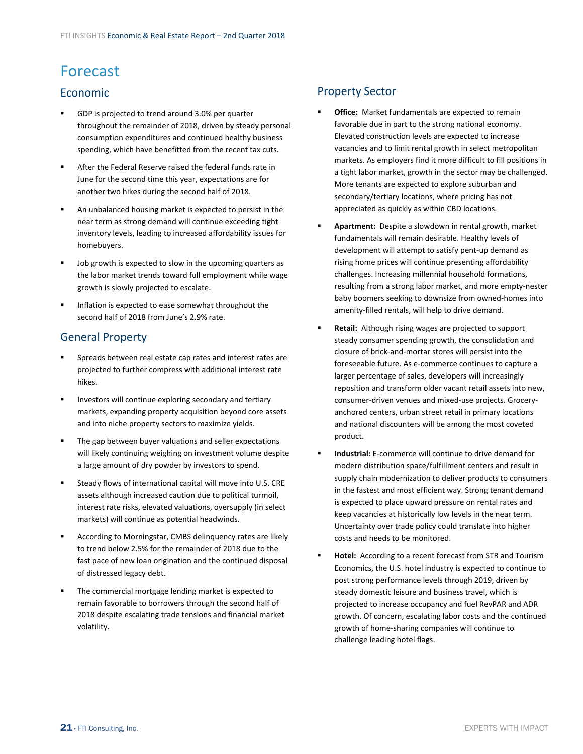# Forecast

## Economic

- GDP is projected to trend around 3.0% per quarter throughout the remainder of 2018, driven by steady personal consumption expenditures and continued healthy business spending, which have benefitted from the recent tax cuts.
- After the Federal Reserve raised the federal funds rate in June for the second time this year, expectations are for another two hikes during the second half of 2018.
- An unbalanced housing market is expected to persist in the near term as strong demand will continue exceeding tight inventory levels, leading to increased affordability issues for homebuyers.
- Job growth is expected to slow in the upcoming quarters as the labor market trends toward full employment while wage growth is slowly projected to escalate.
- Inflation is expected to ease somewhat throughout the second half of 2018 from June's 2.9% rate.

## General Property

- Spreads between real estate cap rates and interest rates are projected to further compress with additional interest rate hikes.
- Investors will continue exploring secondary and tertiary markets, expanding property acquisition beyond core assets and into niche property sectors to maximize yields.
- The gap between buyer valuations and seller expectations will likely continuing weighing on investment volume despite a large amount of dry powder by investors to spend.
- Steady flows of international capital will move into U.S. CRE assets although increased caution due to political turmoil, interest rate risks, elevated valuations, oversupply (in select markets) will continue as potential headwinds.
- According to Morningstar, CMBS delinquency rates are likely to trend below 2.5% for the remainder of 2018 due to the fast pace of new loan origination and the continued disposal of distressed legacy debt.
- The commercial mortgage lending market is expected to remain favorable to borrowers through the second half of 2018 despite escalating trade tensions and financial market volatility.

## Property Sector

- **Office:** Market fundamentals are expected to remain favorable due in part to the strong national economy. Elevated construction levels are expected to increase vacancies and to limit rental growth in select metropolitan markets. As employers find it more difficult to fill positions in a tight labor market, growth in the sector may be challenged. More tenants are expected to explore suburban and secondary/tertiary locations, where pricing has not appreciated as quickly as within CBD locations.
- **Apartment:** Despite a slowdown in rental growth, market fundamentals will remain desirable. Healthy levels of development will attempt to satisfy pent-up demand as rising home prices will continue presenting affordability challenges. Increasing millennial household formations, resulting from a strong labor market, and more empty-nester baby boomers seeking to downsize from owned-homes into amenity-filled rentals, will help to drive demand.
- **Retail:** Although rising wages are projected to support steady consumer spending growth, the consolidation and closure of brick-and-mortar stores will persist into the foreseeable future. As e-commerce continues to capture a larger percentage of sales, developers will increasingly reposition and transform older vacant retail assets into new, consumer-driven venues and mixed-use projects. Grocery-anchored centers, urban street retail in primary locations and national discounters will be among the most coveted product.
- **Industrial:** E-commerce will continue to drive demand for modern distribution space/fulfillment centers and result in supply chain modernization to deliver products to consumers in the fastest and most efficient way. Strong tenant demand is expected to place upward pressure on rental rates and keep vacancies at historically low levels in the near term. Uncertainty over trade policy could translate into higher costs and needs to be monitored.
- **Hotel:** According to a recent forecast from STR and Tourism Economics, the U.S. hotel industry is expected to continue to post strong performance levels through 2019, driven by steady domestic leisure and business travel, which is projected to increase occupancy and fuel RevPAR and ADR growth. Of concern, escalating labor costs and the continued growth of home-sharing companies will continue to challenge leading hotel flags.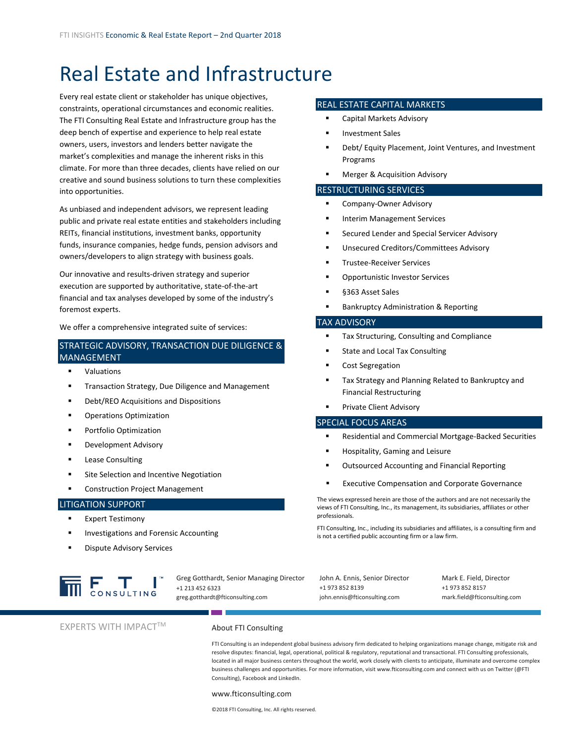# Real Estate and Infrastructure

Every real estate client or stakeholder has unique objectives, constraints, operational circumstances and economic realities. The FTI Consulting Real Estate and Infrastructure group has the deep bench of expertise and experience to help real estate owners, users, investors and lenders better navigate the market's complexities and manage the inherent risks in this climate. For more than three decades, clients have relied on our creative and sound business solutions to turn these complexities into opportunities.

As unbiased and independent advisors, we represent leading public and private real estate entities and stakeholders including REITs, financial institutions, investment banks, opportunity funds, insurance companies, hedge funds, pension advisors and owners/developers to align strategy with business goals.

Our innovative and results-driven strategy and superior execution are supported by authoritative, state-of-the-art financial and tax analyses developed by some of the industry's foremost experts.

We offer a comprehensive integrated suite of services:

## STRATEGIC ADVISORY, TRANSACTION DUE DILIGENCE & MANAGEMENT

- Valuations
- Transaction Strategy, Due Diligence and Management
- Debt/REO Acquisitions and Dispositions
- Operations Optimization
- Portfolio Optimization
- Development Advisory
- Lease Consulting
- Site Selection and Incentive Negotiation
- Construction Project Management

## LITIGATION SUPPORT

- Expert Testimony
- Investigations and Forensic Accounting
- Dispute Advisory Services

## REAL ESTATE CAPITAL MARKETS

- Capital Markets Advisory
- Investment Sales
- Debt/ Equity Placement, Joint Ventures, and Investment Programs
- Merger & Acquisition Advisory

## RESTRUCTURING SERVICES

- Company-Owner Advisory
- Interim Management Services
- Secured Lender and Special Servicer Advisory
- Unsecured Creditors/Committees Advisory
- Trustee-Receiver Services
- Opportunistic Investor Services
- §363 Asset Sales
- Bankruptcy Administration & Reporting

## TAX ADVISORY

- Tax Structuring, Consulting and Compliance
- State and Local Tax Consulting
- Cost Segregation
- Tax Strategy and Planning Related to Bankruptcy and Financial Restructuring
- Private Client Advisory

## SPECIAL FOCUS AREAS

- Residential and Commercial Mortgage-Backed Securities
- Hospitality, Gaming and Leisure
- Outsourced Accounting and Financial Reporting
- Executive Compensation and Corporate Governance

The views expressed herein are those of the authors and are not necessarily the views of FTI Consulting, Inc., its management, its subsidiaries, affiliates or other professionals.

FTI Consulting, Inc., including its subsidiaries and affiliates, is a consulting firm and is not a certified public accounting firm or a law firm.

FTI CONSULTING

Greg Gotthardt, Senior Managing Director
+1 213 452 6323
greg.gotthardt@fticonsulting.com

John A. Ennis, Senior Director
+1 973 852 8139
john.ennis@fticonsulting.com

Mark E. Field, Director
+1 973 852 8157
mark.field@fticonsulting.com

EXPERTS WITH IMPACT™

About FTI Consulting

FTI Consulting is an independent global business advisory firm dedicated to helping organizations manage change, mitigate risk and resolve disputes: financial, legal, operational, political & regulatory, reputational and transactional. FTI Consulting professionals, located in all major business centers throughout the world, work closely with clients to anticipate, illuminate and overcome complex business challenges and opportunities. For more information, visit www.fticonsulting.com and connect with us on Twitter (@FTI Consulting), Facebook and LinkedIn.

www.fticonsulting.com

©2018 FTI Consulting, Inc. All rights reserved.